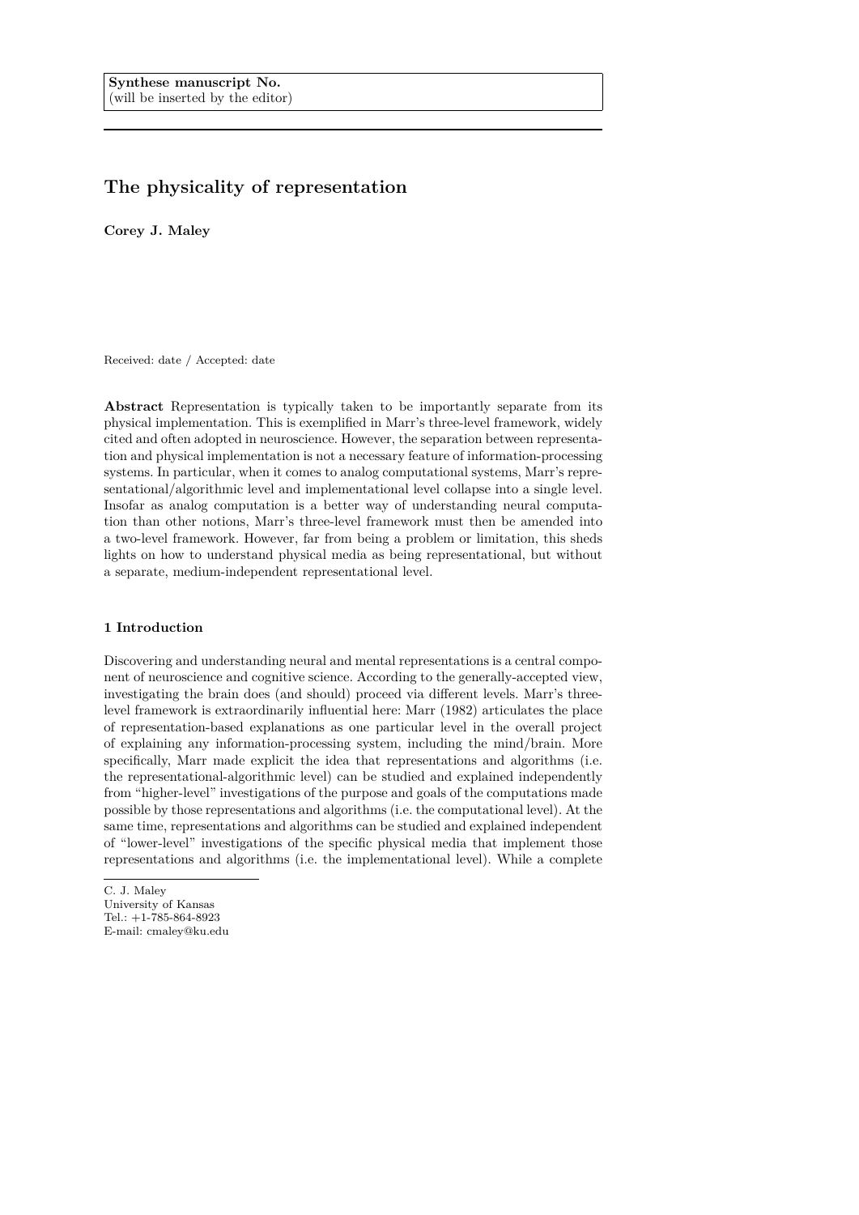Synthese manuscript No.
(will be inserted by the editor)

# The physicality of representation

**Corey J. Maley**

Received: date / Accepted: date

**Abstract** Representation is typically taken to be importantly separate from its physical implementation. This is exemplified in Marr's three-level framework, widely cited and often adopted in neuroscience. However, the separation between representation and physical implementation is not a necessary feature of information-processing systems. In particular, when it comes to analog computational systems, Marr's representational/algorithmic level and implementational level collapse into a single level. Insofar as analog computation is a better way of understanding neural computation than other notions, Marr's three-level framework must then be amended into a two-level framework. However, far from being a problem or limitation, this sheds lights on how to understand physical media as being representational, but without a separate, medium-independent representational level.

## 1 Introduction

Discovering and understanding neural and mental representations is a central component of neuroscience and cognitive science. According to the generally-accepted view, investigating the brain does (and should) proceed via different levels. Marr's three-level framework is extraordinarily influential here: Marr (1982) articulates the place of representation-based explanations as one particular level in the overall project of explaining any information-processing system, including the mind/brain. More specifically, Marr made explicit the idea that representations and algorithms (i.e. the representational-algorithmic level) can be studied and explained independently from "higher-level" investigations of the purpose and goals of the computations made possible by those representations and algorithms (i.e. the computational level). At the same time, representations and algorithms can be studied and explained independent of "lower-level" investigations of the specific physical media that implement those representations and algorithms (i.e. the implementational level). While a complete

C. J. Maley
University of Kansas
Tel.: +1-785-864-8923
E-mail: cmaley@ku.edu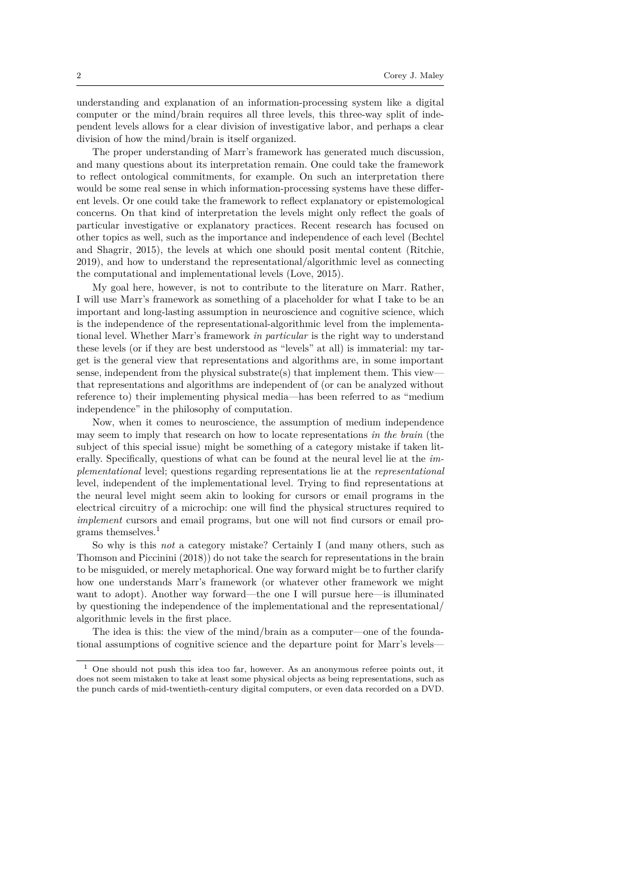understanding and explanation of an information-processing system like a digital computer or the mind/brain requires all three levels, this three-way split of independent levels allows for a clear division of investigative labor, and perhaps a clear division of how the mind/brain is itself organized.

The proper understanding of Marr's framework has generated much discussion, and many questions about its interpretation remain. One could take the framework to reflect ontological commitments, for example. On such an interpretation there would be some real sense in which information-processing systems have these different levels. Or one could take the framework to reflect explanatory or epistemological concerns. On that kind of interpretation the levels might only reflect the goals of particular investigative or explanatory practices. Recent research has focused on other topics as well, such as the importance and independence of each level (Bechtel and Shagrir, 2015), the levels at which one should posit mental content (Ritchie, 2019), and how to understand the representational/algorithmic level as connecting the computational and implementational levels (Love, 2015).

My goal here, however, is not to contribute to the literature on Marr. Rather, I will use Marr's framework as something of a placeholder for what I take to be an important and long-lasting assumption in neuroscience and cognitive science, which is the independence of the representational-algorithmic level from the implementational level. Whether Marr's framework *in particular* is the right way to understand these levels (or if they are best understood as "levels" at all) is immaterial: my target is the general view that representations and algorithms are, in some important sense, independent from the physical substrate(s) that implement them. This view—that representations and algorithms are independent of (or can be analyzed without reference to) their implementing physical media—has been referred to as "medium independence" in the philosophy of computation.

Now, when it comes to neuroscience, the assumption of medium independence may seem to imply that research on how to locate representations *in the brain* (the subject of this special issue) might be something of a category mistake if taken literally. Specifically, questions of what can be found at the neural level lie at the *implementational* level; questions regarding representations lie at the *representational* level, independent of the implementational level. Trying to find representations at the neural level might seem akin to looking for cursors or email programs in the electrical circuitry of a microchip: one will find the physical structures required to *implement* cursors and email programs, but one will not find cursors or email programs themselves.[1]

So why is this *not* a category mistake? Certainly I (and many others, such as Thomson and Piccinini (2018)) do not take the search for representations in the brain to be misguided, or merely metaphorical. One way forward might be to further clarify how one understands Marr's framework (or whatever other framework we might want to adopt). Another way forward—the one I will pursue here—is illuminated by questioning the independence of the implementational and the representational/algorithmic levels in the first place.

The idea is this: the view of the mind/brain as a computer—one of the foundational assumptions of cognitive science and the departure point for Marr's levels—

[1] One should not push this idea too far, however. As an anonymous referee points out, it does not seem mistaken to take at least some physical objects as being representations, such as the punch cards of mid-twentieth-century digital computers, or even data recorded on a DVD.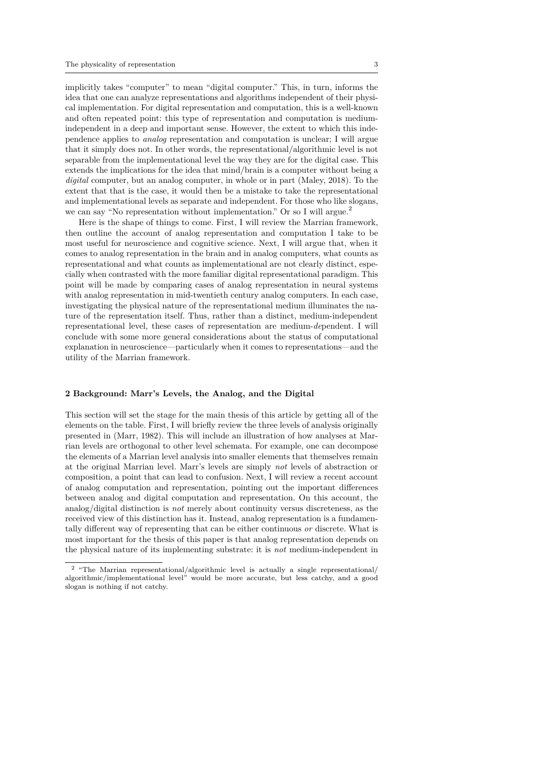implicitly takes "computer" to mean "digital computer." This, in turn, informs the idea that one can analyze representations and algorithms independent of their physical implementation. For digital representation and computation, this is a well-known and often repeated point: this type of representation and computation is medium-independent in a deep and important sense. However, the extent to which this independence applies to *analog* representation and computation is unclear; I will argue that it simply does not. In other words, the representational/algorithmic level is not separable from the implementational level the way they are for the digital case. This extends the implications for the idea that mind/brain is a computer without being a *digital* computer, but an analog computer, in whole or in part (Maley, 2018). To the extent that that is the case, it would then be a mistake to take the representational and implementational levels as separate and independent. For those who like slogans, we can say "No representation without implementation." Or so I will argue.[2]

Here is the shape of things to come. First, I will review the Marrian framework, then outline the account of analog representation and computation I take to be most useful for neuroscience and cognitive science. Next, I will argue that, when it comes to analog representation in the brain and in analog computers, what counts as representational and what counts as implementational are not clearly distinct, especially when contrasted with the more familiar digital representational paradigm. This point will be made by comparing cases of analog representation in neural systems with analog representation in mid-twentieth century analog computers. In each case, investigating the physical nature of the representational medium illuminates the nature of the representation itself. Thus, rather than a distinct, medium-independent representational level, these cases of representation are medium-*de*pendent. I will conclude with some more general considerations about the status of computational explanation in neuroscience—particularly when it comes to representations—and the utility of the Marrian framework.

## 2 Background: Marr's Levels, the Analog, and the Digital

This section will set the stage for the main thesis of this article by getting all of the elements on the table. First, I will briefly review the three levels of analysis originally presented in (Marr, 1982). This will include an illustration of how analyses at Marrian levels are orthogonal to other level schemata. For example, one can decompose the elements of a Marrian level analysis into smaller elements that themselves remain at the original Marrian level. Marr's levels are simply *not* levels of abstraction or composition, a point that can lead to confusion. Next, I will review a recent account of analog computation and representation, pointing out the important differences between analog and digital computation and representation. On this account, the analog/digital distinction is *not* merely about continuity versus discreteness, as the received view of this distinction has it. Instead, analog representation is a fundamentally different way of representing that can be either continuous *or* discrete. What is most important for the thesis of this paper is that analog representation depends on the physical nature of its implementing substrate: it is *not* medium-independent in

---

[2] "The Marrian representational/algorithmic level is actually a single representational/algorithmic/implementational level" would be more accurate, but less catchy, and a good slogan is nothing if not catchy.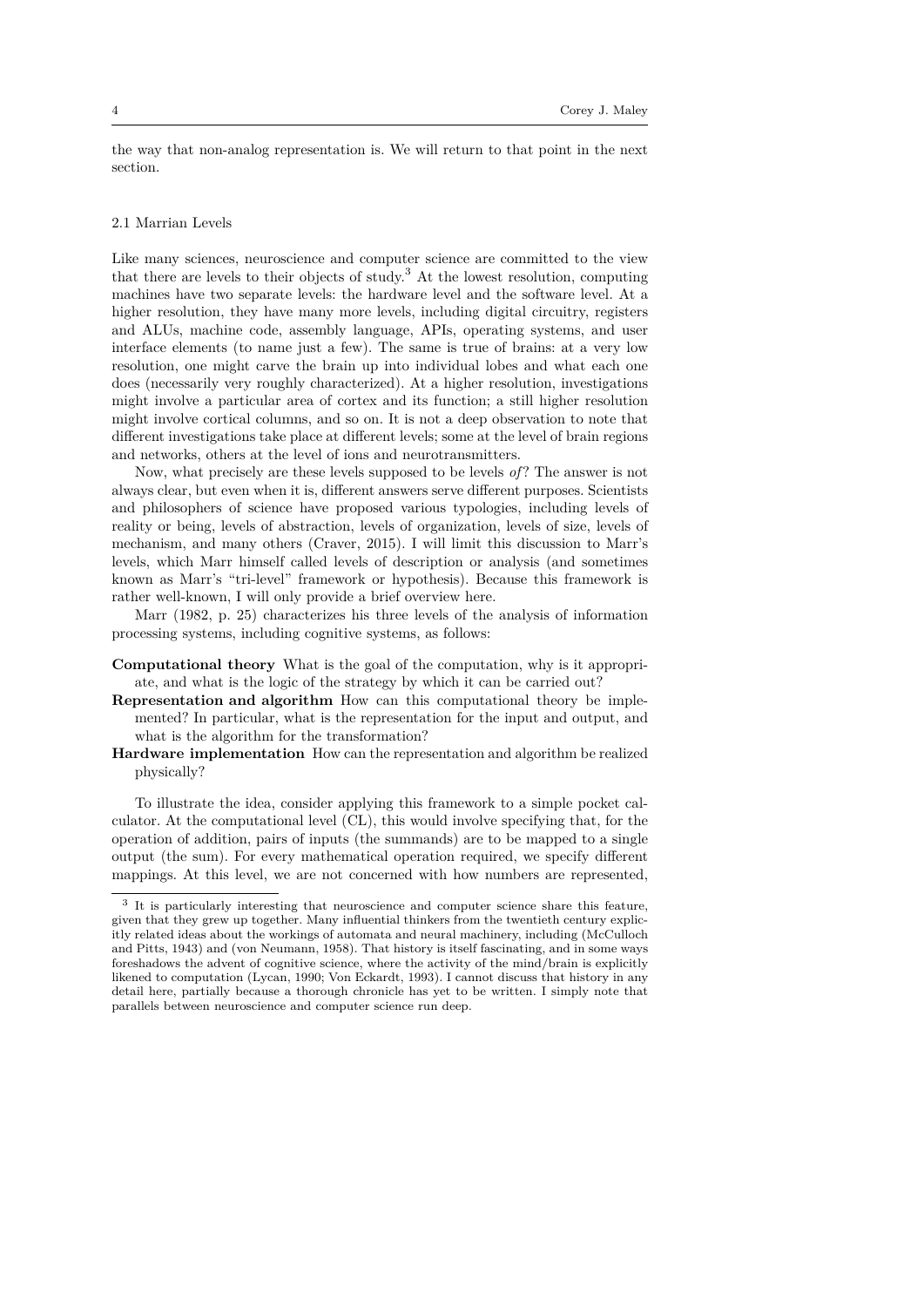the way that non-analog representation is. We will return to that point in the next section.

### 2.1 Marrian Levels

Like many sciences, neuroscience and computer science are committed to the view that there are levels to their objects of study.[3] At the lowest resolution, computing machines have two separate levels: the hardware level and the software level. At a higher resolution, they have many more levels, including digital circuitry, registers and ALUs, machine code, assembly language, APIs, operating systems, and user interface elements (to name just a few). The same is true of brains: at a very low resolution, one might carve the brain up into individual lobes and what each one does (necessarily very roughly characterized). At a higher resolution, investigations might involve a particular area of cortex and its function; a still higher resolution might involve cortical columns, and so on. It is not a deep observation to note that different investigations take place at different levels; some at the level of brain regions and networks, others at the level of ions and neurotransmitters.

Now, what precisely are these levels supposed to be levels *of*? The answer is not always clear, but even when it is, different answers serve different purposes. Scientists and philosophers of science have proposed various typologies, including levels of reality or being, levels of abstraction, levels of organization, levels of size, levels of mechanism, and many others (Craver, 2015). I will limit this discussion to Marr's levels, which Marr himself called levels of description or analysis (and sometimes known as Marr's "tri-level" framework or hypothesis). Because this framework is rather well-known, I will only provide a brief overview here.

Marr (1982, p. 25) characterizes his three levels of the analysis of information processing systems, including cognitive systems, as follows:

- **Computational theory** What is the goal of the computation, why is it appropriate, and what is the logic of the strategy by which it can be carried out?
- **Representation and algorithm** How can this computational theory be implemented? In particular, what is the representation for the input and output, and what is the algorithm for the transformation?
- **Hardware implementation** How can the representation and algorithm be realized physically?

To illustrate the idea, consider applying this framework to a simple pocket calculator. At the computational level (CL), this would involve specifying that, for the operation of addition, pairs of inputs (the summands) are to be mapped to a single output (the sum). For every mathematical operation required, we specify different mappings. At this level, we are not concerned with how numbers are represented,

[3] It is particularly interesting that neuroscience and computer science share this feature, given that they grew up together. Many influential thinkers from the twentieth century explicitly related ideas about the workings of automata and neural machinery, including (McCulloch and Pitts, 1943) and (von Neumann, 1958). That history is itself fascinating, and in some ways foreshadows the advent of cognitive science, where the activity of the mind/brain is explicitly likened to computation (Lycan, 1990; Von Eckardt, 1993). I cannot discuss that history in any detail here, partially because a thorough chronicle has yet to be written. I simply note that parallels between neuroscience and computer science run deep.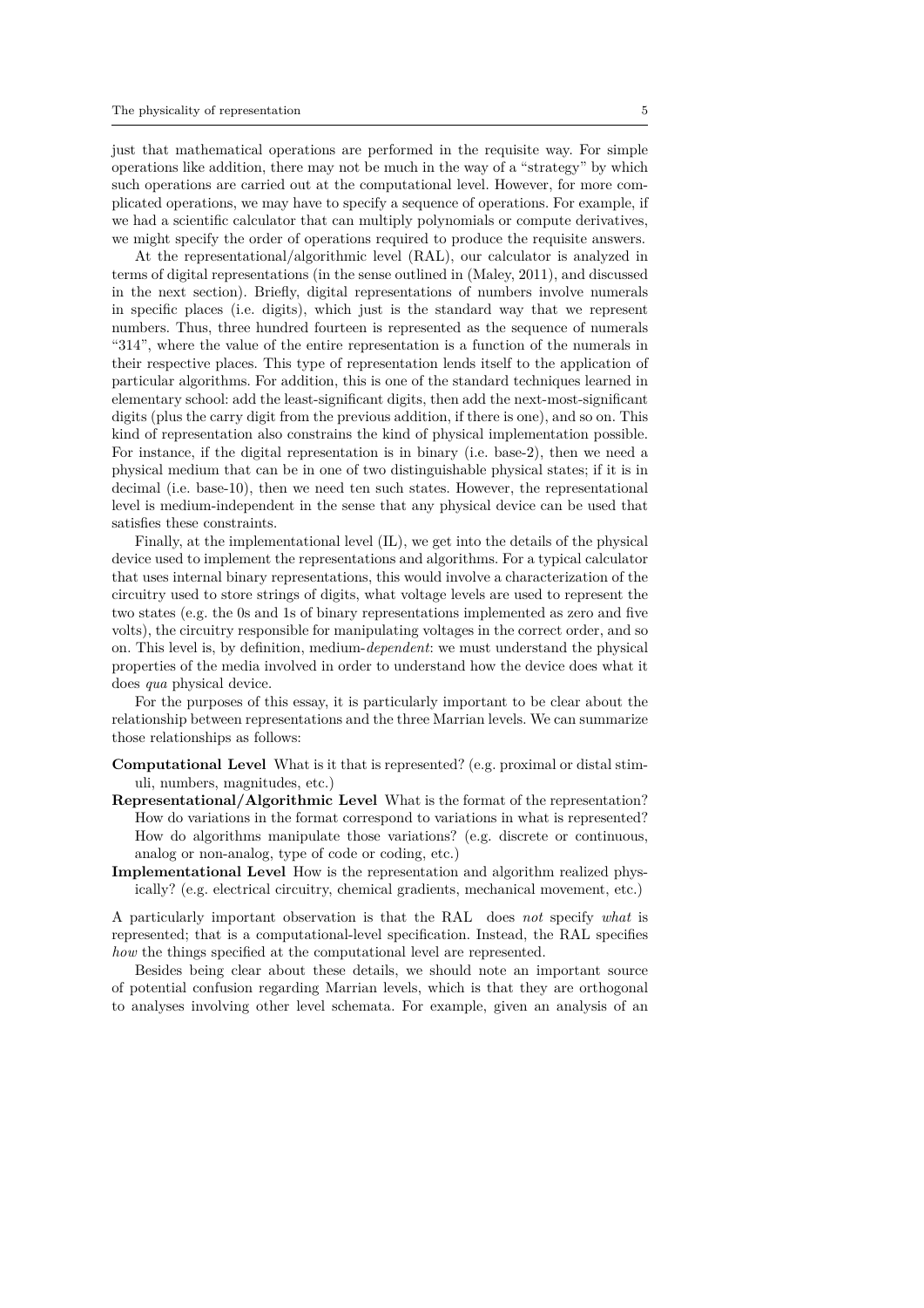just that mathematical operations are performed in the requisite way. For simple operations like addition, there may not be much in the way of a "strategy" by which such operations are carried out at the computational level. However, for more complicated operations, we may have to specify a sequence of operations. For example, if we had a scientific calculator that can multiply polynomials or compute derivatives, we might specify the order of operations required to produce the requisite answers.

At the representational/algorithmic level (RAL), our calculator is analyzed in terms of digital representations (in the sense outlined in (Maley, 2011), and discussed in the next section). Briefly, digital representations of numbers involve numerals in specific places (i.e. digits), which just is the standard way that we represent numbers. Thus, three hundred fourteen is represented as the sequence of numerals "314", where the value of the entire representation is a function of the numerals in their respective places. This type of representation lends itself to the application of particular algorithms. For addition, this is one of the standard techniques learned in elementary school: add the least-significant digits, then add the next-most-significant digits (plus the carry digit from the previous addition, if there is one), and so on. This kind of representation also constrains the kind of physical implementation possible. For instance, if the digital representation is in binary (i.e. base-2), then we need a physical medium that can be in one of two distinguishable physical states; if it is in decimal (i.e. base-10), then we need ten such states. However, the representational level is medium-independent in the sense that any physical device can be used that satisfies these constraints.

Finally, at the implementational level (IL), we get into the details of the physical device used to implement the representations and algorithms. For a typical calculator that uses internal binary representations, this would involve a characterization of the circuitry used to store strings of digits, what voltage levels are used to represent the two states (e.g. the 0s and 1s of binary representations implemented as zero and five volts), the circuitry responsible for manipulating voltages in the correct order, and so on. This level is, by definition, medium-*dependent*: we must understand the physical properties of the media involved in order to understand how the device does what it does *qua* physical device.

For the purposes of this essay, it is particularly important to be clear about the relationship between representations and the three Marrian levels. We can summarize those relationships as follows:

**Computational Level** What is it that is represented? (e.g. proximal or distal stimuli, numbers, magnitudes, etc.)

**Representational/Algorithmic Level** What is the format of the representation? How do variations in the format correspond to variations in what is represented? How do algorithms manipulate those variations? (e.g. discrete or continuous, analog or non-analog, type of code or coding, etc.)

**Implementational Level** How is the representation and algorithm realized physically? (e.g. electrical circuitry, chemical gradients, mechanical movement, etc.)

A particularly important observation is that the RAL does *not* specify *what* is represented; that is a computational-level specification. Instead, the RAL specifies *how* the things specified at the computational level are represented.

Besides being clear about these details, we should note an important source of potential confusion regarding Marrian levels, which is that they are orthogonal to analyses involving other level schemata. For example, given an analysis of an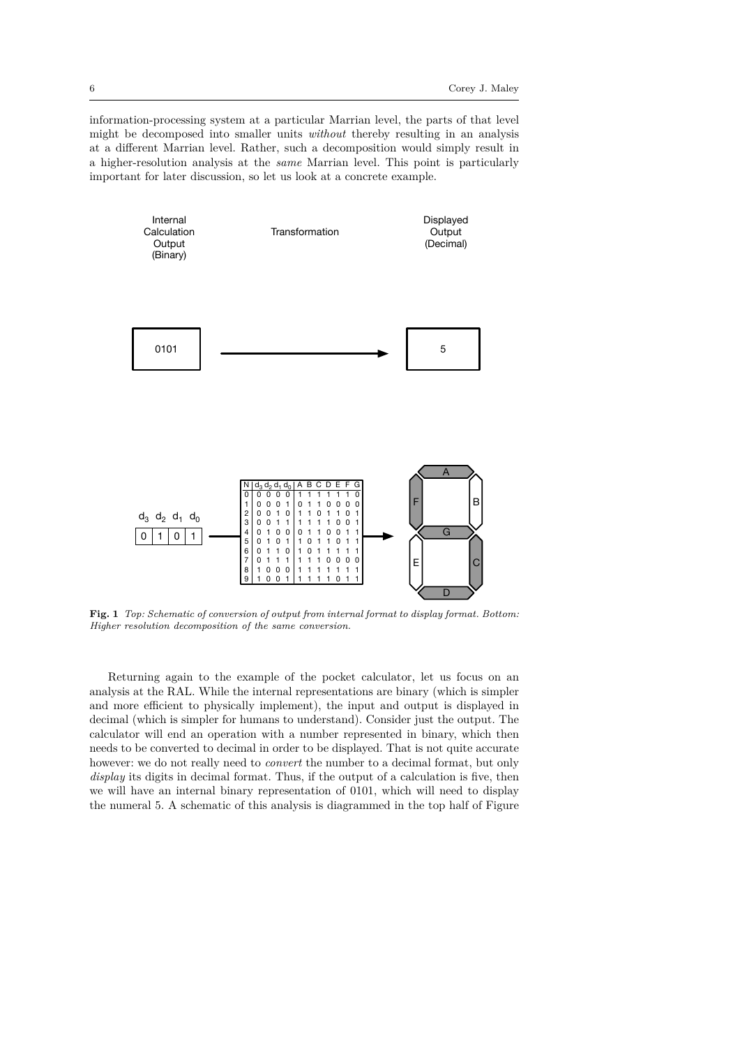information-processing system at a particular Marrian level, the parts of that level might be decomposed into smaller units *without* thereby resulting in an analysis at a different Marrian level. Rather, such a decomposition would simply result in a higher-resolution analysis at the *same* Marrian level. This point is particularly important for later discussion, so let us look at a concrete example.

**Fig. 1** *Top: Schematic of conversion of output from internal format to display format. Bottom: Higher resolution decomposition of the same conversion.*

Returning again to the example of the pocket calculator, let us focus on an analysis at the RAL. While the internal representations are binary (which is simpler and more efficient to physically implement), the input and output is displayed in decimal (which is simpler for humans to understand). Consider just the output. The calculator will end an operation with a number represented in binary, which then needs to be converted to decimal in order to be displayed. That is not quite accurate however: we do not really need to *convert* the number to a decimal format, but only *display* its digits in decimal format. Thus, if the output of a calculation is five, then we will have an internal binary representation of 0101, which will need to display the numeral 5. A schematic of this analysis is diagrammed in the top half of Figure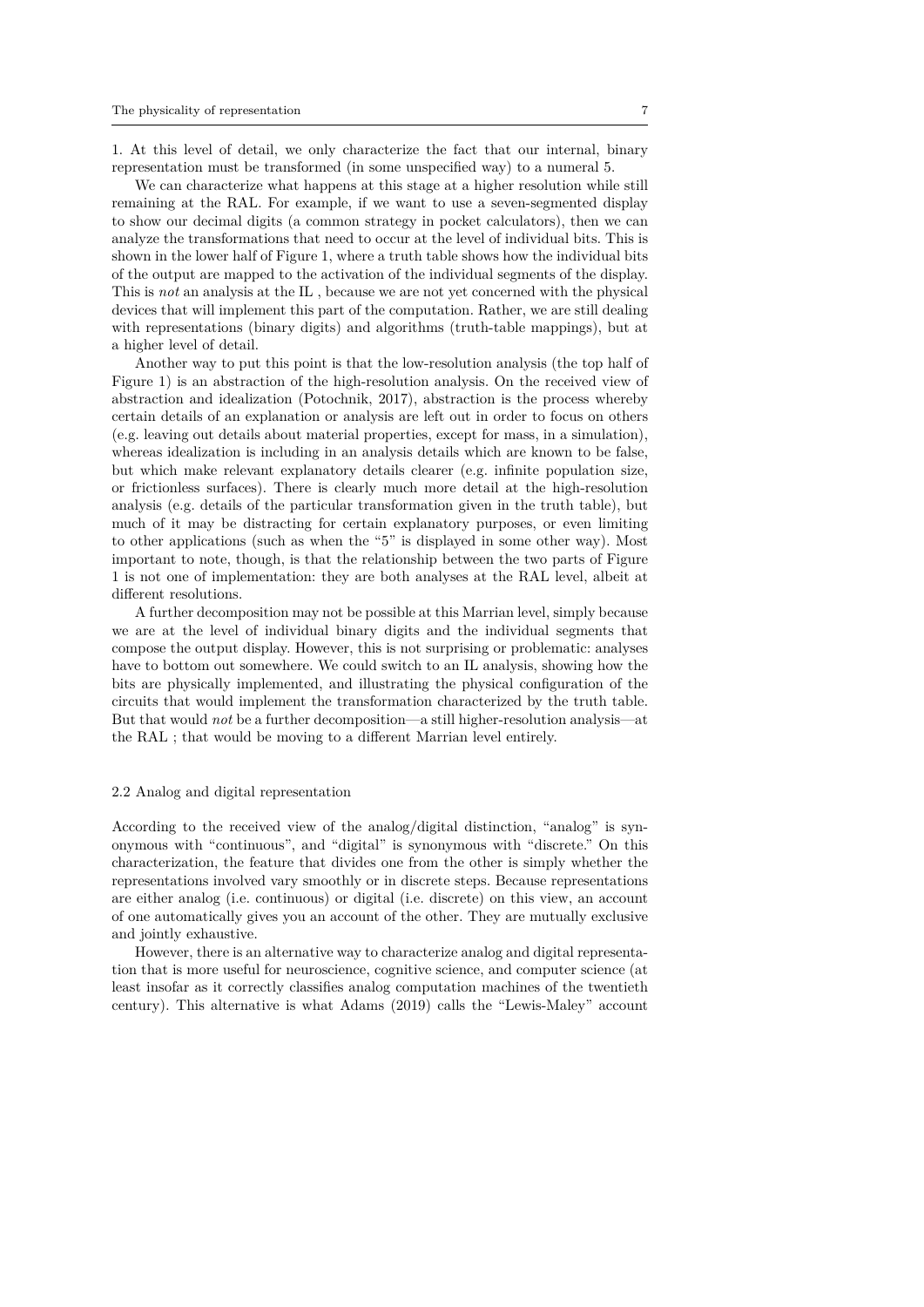1. At this level of detail, we only characterize the fact that our internal, binary representation must be transformed (in some unspecified way) to a numeral 5.

We can characterize what happens at this stage at a higher resolution while still remaining at the RAL. For example, if we want to use a seven-segmented display to show our decimal digits (a common strategy in pocket calculators), then we can analyze the transformations that need to occur at the level of individual bits. This is shown in the lower half of Figure 1, where a truth table shows how the individual bits of the output are mapped to the activation of the individual segments of the display. This is *not* an analysis at the IL , because we are not yet concerned with the physical devices that will implement this part of the computation. Rather, we are still dealing with representations (binary digits) and algorithms (truth-table mappings), but at a higher level of detail.

Another way to put this point is that the low-resolution analysis (the top half of Figure 1) is an abstraction of the high-resolution analysis. On the received view of abstraction and idealization (Potochnik, 2017), abstraction is the process whereby certain details of an explanation or analysis are left out in order to focus on others (e.g. leaving out details about material properties, except for mass, in a simulation), whereas idealization is including in an analysis details which are known to be false, but which make relevant explanatory details clearer (e.g. infinite population size, or frictionless surfaces). There is clearly much more detail at the high-resolution analysis (e.g. details of the particular transformation given in the truth table), but much of it may be distracting for certain explanatory purposes, or even limiting to other applications (such as when the "5" is displayed in some other way). Most important to note, though, is that the relationship between the two parts of Figure 1 is not one of implementation: they are both analyses at the RAL level, albeit at different resolutions.

A further decomposition may not be possible at this Marrian level, simply because we are at the level of individual binary digits and the individual segments that compose the output display. However, this is not surprising or problematic: analyses have to bottom out somewhere. We could switch to an IL analysis, showing how the bits are physically implemented, and illustrating the physical configuration of the circuits that would implement the transformation characterized by the truth table. But that would *not* be a further decomposition—a still higher-resolution analysis—at the RAL ; that would be moving to a different Marrian level entirely.

### 2.2 Analog and digital representation

According to the received view of the analog/digital distinction, "analog" is synonymous with "continuous", and "digital" is synonymous with "discrete." On this characterization, the feature that divides one from the other is simply whether the representations involved vary smoothly or in discrete steps. Because representations are either analog (i.e. continuous) or digital (i.e. discrete) on this view, an account of one automatically gives you an account of the other. They are mutually exclusive and jointly exhaustive.

However, there is an alternative way to characterize analog and digital representation that is more useful for neuroscience, cognitive science, and computer science (at least insofar as it correctly classifies analog computation machines of the twentieth century). This alternative is what Adams (2019) calls the "Lewis-Maley" account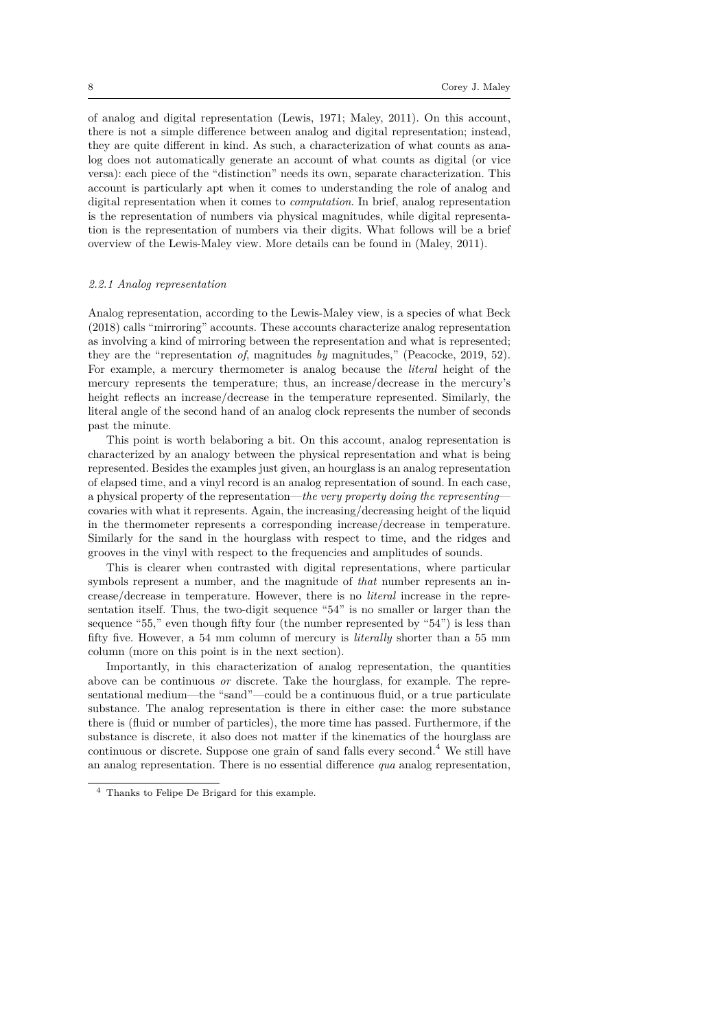of analog and digital representation (Lewis, 1971; Maley, 2011). On this account, there is not a simple difference between analog and digital representation; instead, they are quite different in kind. As such, a characterization of what counts as analog does not automatically generate an account of what counts as digital (or vice versa): each piece of the "distinction" needs its own, separate characterization. This account is particularly apt when it comes to understanding the role of analog and digital representation when it comes to *computation*. In brief, analog representation is the representation of numbers via physical magnitudes, while digital representation is the representation of numbers via their digits. What follows will be a brief overview of the Lewis-Maley view. More details can be found in (Maley, 2011).

#### *2.2.1 Analog representation*

Analog representation, according to the Lewis-Maley view, is a species of what Beck (2018) calls "mirroring" accounts. These accounts characterize analog representation as involving a kind of mirroring between the representation and what is represented; they are the "representation *of*, magnitudes *by* magnitudes," (Peacocke, 2019, 52). For example, a mercury thermometer is analog because the *literal* height of the mercury represents the temperature; thus, an increase/decrease in the mercury's height reflects an increase/decrease in the temperature represented. Similarly, the literal angle of the second hand of an analog clock represents the number of seconds past the minute.

This point is worth belaboring a bit. On this account, analog representation is characterized by an analogy between the physical representation and what is being represented. Besides the examples just given, an hourglass is an analog representation of elapsed time, and a vinyl record is an analog representation of sound. In each case, a physical property of the representation—*the very property doing the representing*—covaries with what it represents. Again, the increasing/decreasing height of the liquid in the thermometer represents a corresponding increase/decrease in temperature. Similarly for the sand in the hourglass with respect to time, and the ridges and grooves in the vinyl with respect to the frequencies and amplitudes of sounds.

This is clearer when contrasted with digital representations, where particular symbols represent a number, and the magnitude of *that* number represents an increase/decrease in temperature. However, there is no *literal* increase in the representation itself. Thus, the two-digit sequence "54" is no smaller or larger than the sequence "55," even though fifty four (the number represented by "54") is less than fifty five. However, a 54 mm column of mercury is *literally* shorter than a 55 mm column (more on this point is in the next section).

Importantly, in this characterization of analog representation, the quantities above can be continuous *or* discrete. Take the hourglass, for example. The representational medium—the "sand"—could be a continuous fluid, or a true particulate substance. The analog representation is there in either case: the more substance there is (fluid or number of particles), the more time has passed. Furthermore, if the substance is discrete, it also does not matter if the kinematics of the hourglass are continuous or discrete. Suppose one grain of sand falls every second.[4] We still have an analog representation. There is no essential difference *qua* analog representation,

[4] Thanks to Felipe De Brigard for this example.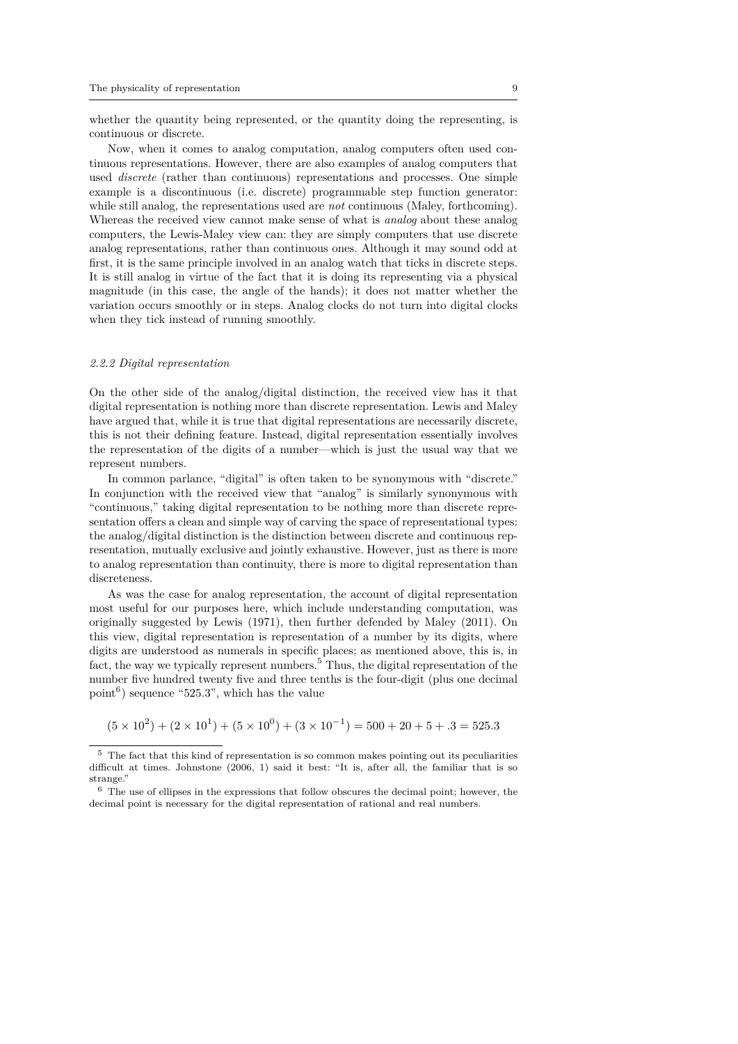whether the quantity being represented, or the quantity doing the representing, is continuous or discrete.

Now, when it comes to analog computation, analog computers often used continuous representations. However, there are also examples of analog computers that used *discrete* (rather than continuous) representations and processes. One simple example is a discontinuous (i.e. discrete) programmable step function generator: while still analog, the representations used are *not* continuous (Maley, forthcoming). Whereas the received view cannot make sense of what is *analog* about these analog computers, the Lewis-Maley view can: they are simply computers that use discrete analog representations, rather than continuous ones. Although it may sound odd at first, it is the same principle involved in an analog watch that ticks in discrete steps. It is still analog in virtue of the fact that it is doing its representing via a physical magnitude (in this case, the angle of the hands); it does not matter whether the variation occurs smoothly or in steps. Analog clocks do not turn into digital clocks when they tick instead of running smoothly.

### *2.2.2 Digital representation*

On the other side of the analog/digital distinction, the received view has it that digital representation is nothing more than discrete representation. Lewis and Maley have argued that, while it is true that digital representations are necessarily discrete, this is not their defining feature. Instead, digital representation essentially involves the representation of the digits of a number—which is just the usual way that we represent numbers.

In common parlance, "digital" is often taken to be synonymous with "discrete." In conjunction with the received view that "analog" is similarly synonymous with "continuous," taking digital representation to be nothing more than discrete representation offers a clean and simple way of carving the space of representational types: the analog/digital distinction is the distinction between discrete and continuous representation, mutually exclusive and jointly exhaustive. However, just as there is more to analog representation than continuity, there is more to digital representation than discreteness.

As was the case for analog representation, the account of digital representation most useful for our purposes here, which include understanding computation, was originally suggested by Lewis (1971), then further defended by Maley (2011). On this view, digital representation is representation of a number by its digits, where digits are understood as numerals in specific places; as mentioned above, this is, in fact, the way we typically represent numbers.[5] Thus, the digital representation of the number five hundred twenty five and three tenths is the four-digit (plus one decimal point[6]) sequence "525.3", which has the value

$$(5 \times 10^2) + (2 \times 10^1) + (5 \times 10^0) + (3 \times 10^{-1}) = 500 + 20 + 5 + .3 = 525.3$$

---

[5] The fact that this kind of representation is so common makes pointing out its peculiarities difficult at times. Johnstone (2006, 1) said it best: "It is, after all, the familiar that is so strange."

[6] The use of ellipses in the expressions that follow obscures the decimal point; however, the decimal point is necessary for the digital representation of rational and real numbers.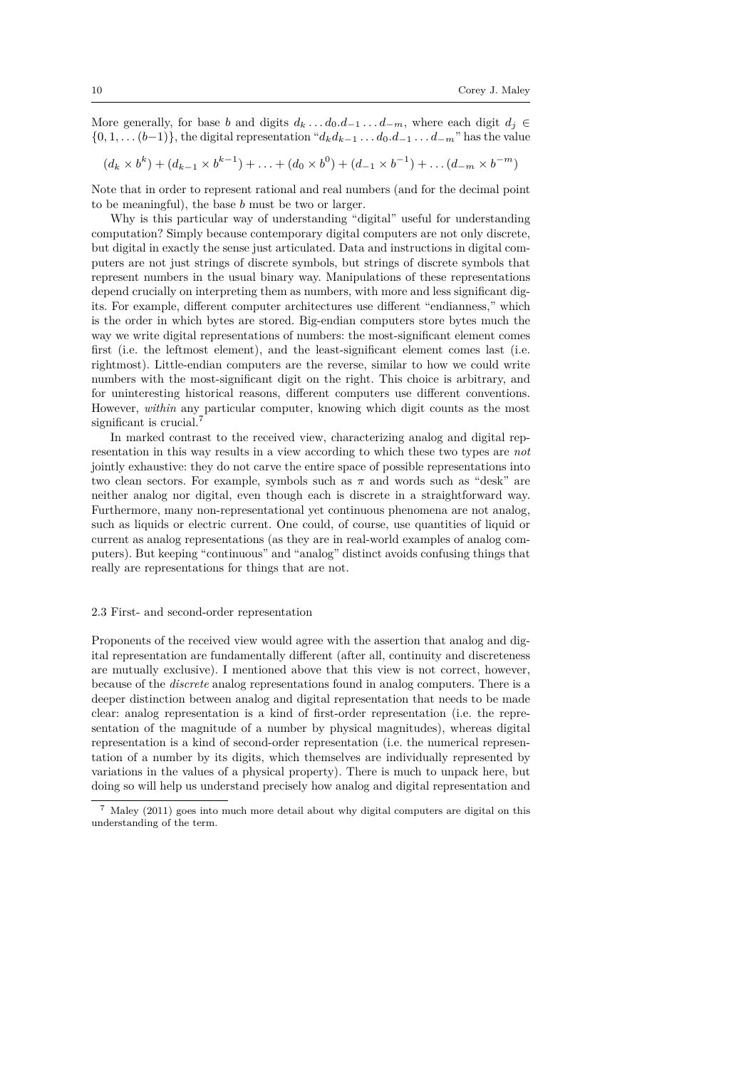More generally, for base $b$ and digits $d_k \ldots d_0.d_{-1} \ldots d_{-m}$, where each digit $d_j \in \{0, 1, \ldots (b-1)\}$, the digital representation "$d_k d_{k-1} \ldots d_0.d_{-1} \ldots d_{-m}$" has the value

$$(d_k \times b^k) + (d_{k-1} \times b^{k-1}) + \ldots + (d_0 \times b^0) + (d_{-1} \times b^{-1}) + \ldots (d_{-m} \times b^{-m})$$

Note that in order to represent rational and real numbers (and for the decimal point to be meaningful), the base $b$ must be two or larger.

Why is this particular way of understanding "digital" useful for understanding computation? Simply because contemporary digital computers are not only discrete, but digital in exactly the sense just articulated. Data and instructions in digital computers are not just strings of discrete symbols, but strings of discrete symbols that represent numbers in the usual binary way. Manipulations of these representations depend crucially on interpreting them as numbers, with more and less significant digits. For example, different computer architectures use different "endianness," which is the order in which bytes are stored. Big-endian computers store bytes much the way we write digital representations of numbers: the most-significant element comes first (i.e. the leftmost element), and the least-significant element comes last (i.e. rightmost). Little-endian computers are the reverse, similar to how we could write numbers with the most-significant digit on the right. This choice is arbitrary, and for uninteresting historical reasons, different computers use different conventions. However, *within* any particular computer, knowing which digit counts as the most significant is crucial.[7]

In marked contrast to the received view, characterizing analog and digital representation in this way results in a view according to which these two types are *not* jointly exhaustive: they do not carve the entire space of possible representations into two clean sectors. For example, symbols such as $\pi$ and words such as "desk" are neither analog nor digital, even though each is discrete in a straightforward way. Furthermore, many non-representational yet continuous phenomena are not analog, such as liquids or electric current. One could, of course, use quantities of liquid or current as analog representations (as they are in real-world examples of analog computers). But keeping "continuous" and "analog" distinct avoids confusing things that really are representations for things that are not.

### 2.3 First- and second-order representation

Proponents of the received view would agree with the assertion that analog and digital representation are fundamentally different (after all, continuity and discreteness are mutually exclusive). I mentioned above that this view is not correct, however, because of the *discrete* analog representations found in analog computers. There is a deeper distinction between analog and digital representation that needs to be made clear: analog representation is a kind of first-order representation (i.e. the representation of the magnitude of a number by physical magnitudes), whereas digital representation is a kind of second-order representation (i.e. the numerical representation of a number by its digits, which themselves are individually represented by variations in the values of a physical property). There is much to unpack here, but doing so will help us understand precisely how analog and digital representation and

[7] Maley (2011) goes into much more detail about why digital computers are digital on this understanding of the term.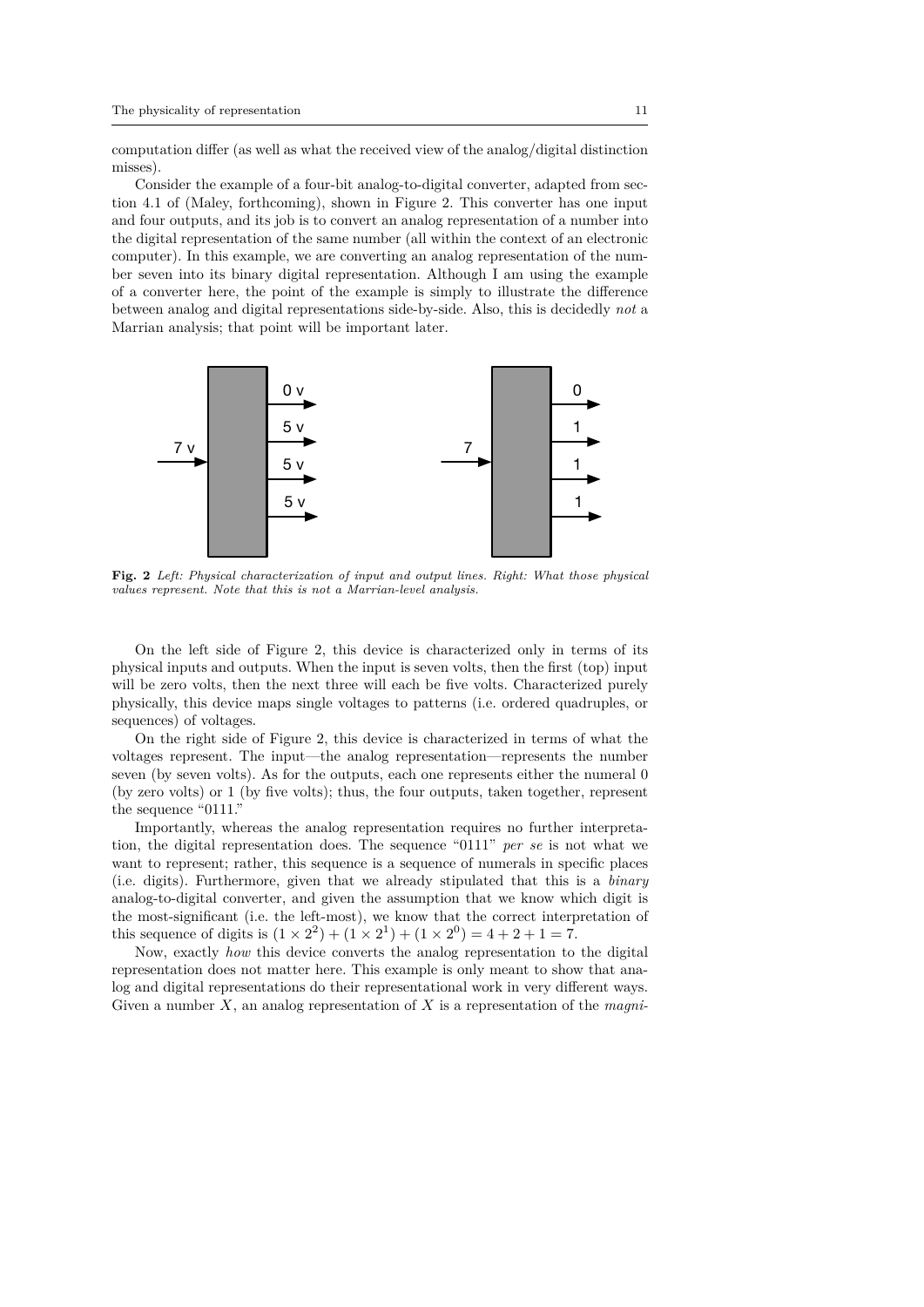computation differ (as well as what the received view of the analog/digital distinction misses).

Consider the example of a four-bit analog-to-digital converter, adapted from section 4.1 of (Maley, forthcoming), shown in Figure 2. This converter has one input and four outputs, and its job is to convert an analog representation of a number into the digital representation of the same number (all within the context of an electronic computer). In this example, we are converting an analog representation of the number seven into its binary digital representation. Although I am using the example of a converter here, the point of the example is simply to illustrate the difference between analog and digital representations side-by-side. Also, this is decidedly *not* a Marrian analysis; that point will be important later.

**Fig. 2** *Left: Physical characterization of input and output lines. Right: What those physical values represent. Note that this is not a Marrian-level analysis.*

On the left side of Figure 2, this device is characterized only in terms of its physical inputs and outputs. When the input is seven volts, then the first (top) input will be zero volts, then the next three will each be five volts. Characterized purely physically, this device maps single voltages to patterns (i.e. ordered quadruples, or sequences) of voltages.

On the right side of Figure 2, this device is characterized in terms of what the voltages represent. The input—the analog representation—represents the number seven (by seven volts). As for the outputs, each one represents either the numeral 0 (by zero volts) or 1 (by five volts); thus, the four outputs, taken together, represent the sequence "0111."

Importantly, whereas the analog representation requires no further interpretation, the digital representation does. The sequence "0111" *per se* is not what we want to represent; rather, this sequence is a sequence of numerals in specific places (i.e. digits). Furthermore, given that we already stipulated that this is a *binary* analog-to-digital converter, and given the assumption that we know which digit is the most-significant (i.e. the left-most), we know that the correct interpretation of this sequence of digits is $(1 \times 2^2) + (1 \times 2^1) + (1 \times 2^0) = 4 + 2 + 1 = 7$.

Now, exactly *how* this device converts the analog representation to the digital representation does not matter here. This example is only meant to show that analog and digital representations do their representational work in very different ways. Given a number $X$, an analog representation of $X$ is a representation of the *magni-*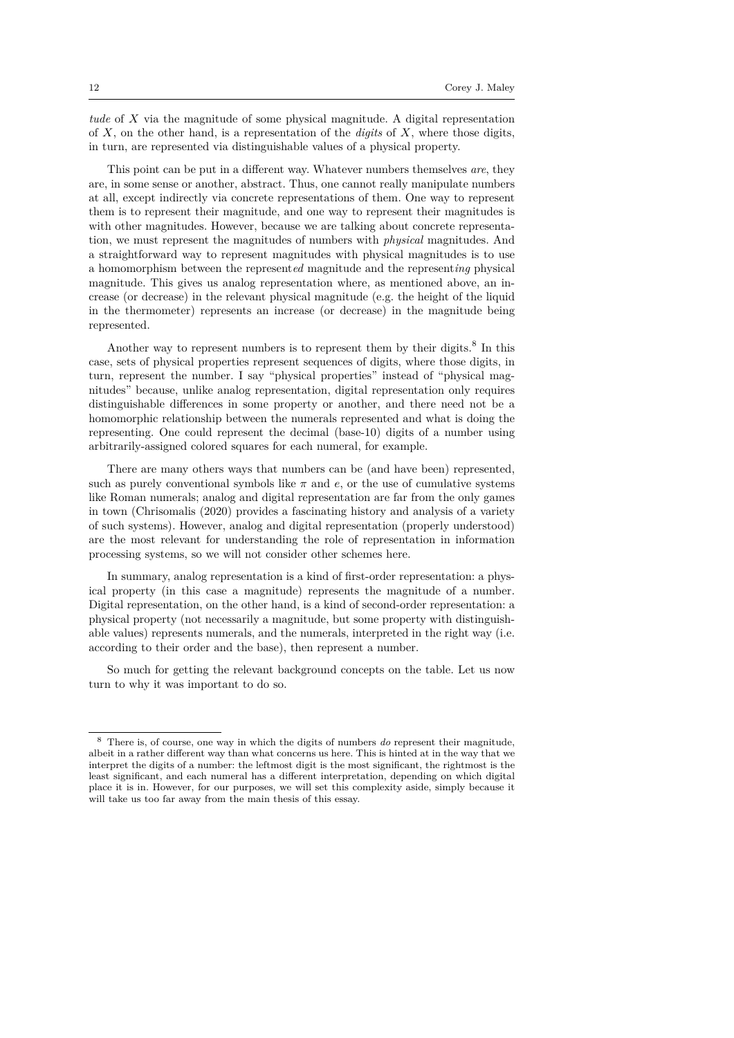*tude* of $X$ via the magnitude of some physical magnitude. A digital representation of $X$, on the other hand, is a representation of the *digits* of $X$, where those digits, in turn, are represented via distinguishable values of a physical property.

This point can be put in a different way. Whatever numbers themselves *are*, they are, in some sense or another, abstract. Thus, one cannot really manipulate numbers at all, except indirectly via concrete representations of them. One way to represent them is to represent their magnitude, and one way to represent their magnitudes is with other magnitudes. However, because we are talking about concrete representation, we must represent the magnitudes of numbers with *physical* magnitudes. And a straightforward way to represent magnitudes with physical magnitudes is to use a homomorphism between the represent*ed* magnitude and the represent*ing* physical magnitude. This gives us analog representation where, as mentioned above, an increase (or decrease) in the relevant physical magnitude (e.g. the height of the liquid in the thermometer) represents an increase (or decrease) in the magnitude being represented.

Another way to represent numbers is to represent them by their digits.[8] In this case, sets of physical properties represent sequences of digits, where those digits, in turn, represent the number. I say "physical properties" instead of "physical magnitudes" because, unlike analog representation, digital representation only requires distinguishable differences in some property or another, and there need not be a homomorphic relationship between the numerals represented and what is doing the representing. One could represent the decimal (base-10) digits of a number using arbitrarily-assigned colored squares for each numeral, for example.

There are many others ways that numbers can be (and have been) represented, such as purely conventional symbols like $\pi$ and $e$, or the use of cumulative systems like Roman numerals; analog and digital representation are far from the only games in town (Chrisomalis (2020) provides a fascinating history and analysis of a variety of such systems). However, analog and digital representation (properly understood) are the most relevant for understanding the role of representation in information processing systems, so we will not consider other schemes here.

In summary, analog representation is a kind of first-order representation: a physical property (in this case a magnitude) represents the magnitude of a number. Digital representation, on the other hand, is a kind of second-order representation: a physical property (not necessarily a magnitude, but some property with distinguishable values) represents numerals, and the numerals, interpreted in the right way (i.e. according to their order and the base), then represent a number.

So much for getting the relevant background concepts on the table. Let us now turn to why it was important to do so.

---

[8] There is, of course, one way in which the digits of numbers *do* represent their magnitude, albeit in a rather different way than what concerns us here. This is hinted at in the way that we interpret the digits of a number: the leftmost digit is the most significant, the rightmost is the least significant, and each numeral has a different interpretation, depending on which digital place it is in. However, for our purposes, we will set this complexity aside, simply because it will take us too far away from the main thesis of this essay.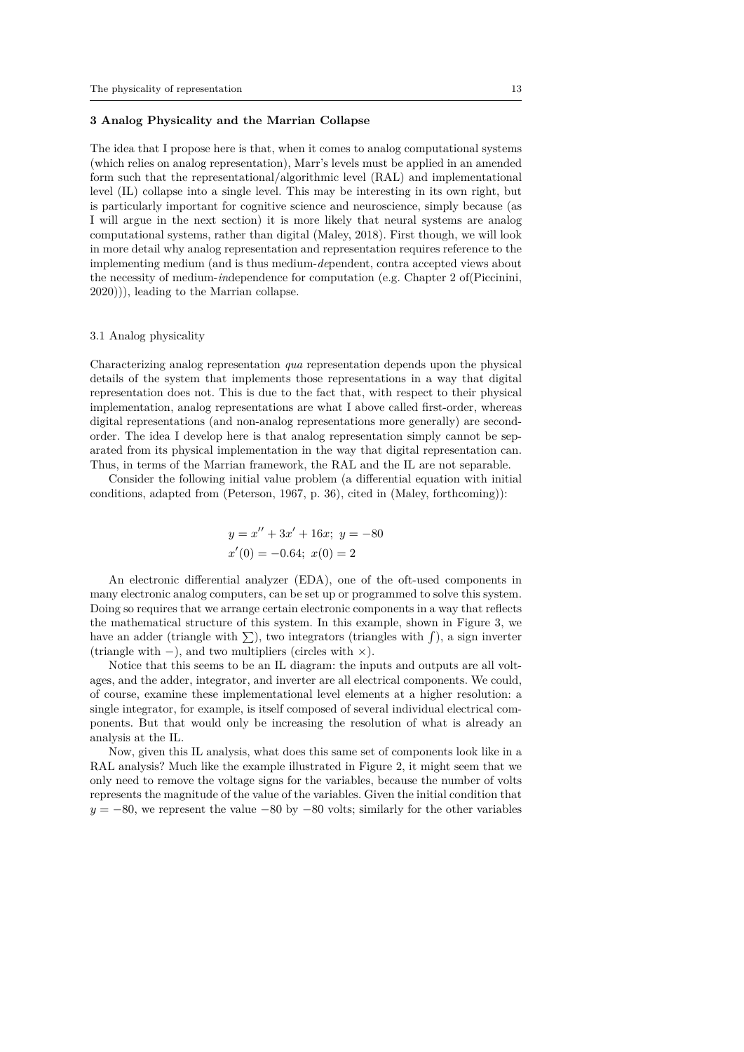## 3 Analog Physicality and the Marrian Collapse

The idea that I propose here is that, when it comes to analog computational systems (which relies on analog representation), Marr's levels must be applied in an amended form such that the representational/algorithmic level (RAL) and implementational level (IL) collapse into a single level. This may be interesting in its own right, but is particularly important for cognitive science and neuroscience, simply because (as I will argue in the next section) it is more likely that neural systems are analog computational systems, rather than digital (Maley, 2018). First though, we will look in more detail why analog representation and representation requires reference to the implementing medium (and is thus medium-*de*pendent, contra accepted views about the necessity of medium-*in*dependence for computation (e.g. Chapter 2 of(Piccinini, 2020))), leading to the Marrian collapse.

### 3.1 Analog physicality

Characterizing analog representation *qua* representation depends upon the physical details of the system that implements those representations in a way that digital representation does not. This is due to the fact that, with respect to their physical implementation, analog representations are what I above called first-order, whereas digital representations (and non-analog representations more generally) are second-order. The idea I develop here is that analog representation simply cannot be separated from its physical implementation in the way that digital representation can. Thus, in terms of the Marrian framework, the RAL and the IL are not separable.

Consider the following initial value problem (a differential equation with initial conditions, adapted from (Peterson, 1967, p. 36), cited in (Maley, forthcoming)):

$$y = x'' + 3x' + 16x;\; y = -80$$
$$x'(0) = -0.64;\; x(0) = 2$$

An electronic differential analyzer (EDA), one of the oft-used components in many electronic analog computers, can be set up or programmed to solve this system. Doing so requires that we arrange certain electronic components in a way that reflects the mathematical structure of this system. In this example, shown in Figure 3, we have an adder (triangle with $\sum$), two integrators (triangles with $\int$), a sign inverter (triangle with $-$), and two multipliers (circles with $\times$).

Notice that this seems to be an IL diagram: the inputs and outputs are all voltages, and the adder, integrator, and inverter are all electrical components. We could, of course, examine these implementational level elements at a higher resolution: a single integrator, for example, is itself composed of several individual electrical components. But that would only be increasing the resolution of what is already an analysis at the IL.

Now, given this IL analysis, what does this same set of components look like in a RAL analysis? Much like the example illustrated in Figure 2, it might seem that we only need to remove the voltage signs for the variables, because the number of volts represents the magnitude of the value of the variables. Given the initial condition that $y = -80$, we represent the value $-80$ by $-80$ volts; similarly for the other variables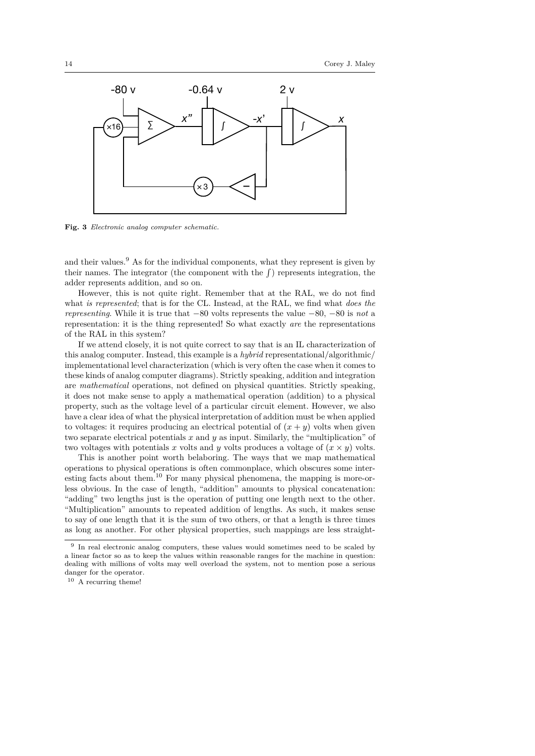**Fig. 3** *Electronic analog computer schematic.*

and their values.[9] As for the individual components, what they represent is given by their names. The integrator (the component with the $\int$) represents integration, the adder represents addition, and so on.

However, this is not quite right. Remember that at the RAL, we do not find what *is represented*; that is for the CL. Instead, at the RAL, we find what *does the representing*. While it is true that $-80$ volts represents the value $-80$, $-80$ is *not* a representation: it is the thing represented! So what exactly *are* the representations of the RAL in this system?

If we attend closely, it is not quite correct to say that is an IL characterization of this analog computer. Instead, this example is a *hybrid* representational/algorithmic/implementational level characterization (which is very often the case when it comes to these kinds of analog computer diagrams). Strictly speaking, addition and integration are *mathematical* operations, not defined on physical quantities. Strictly speaking, it does not make sense to apply a mathematical operation (addition) to a physical property, such as the voltage level of a particular circuit element. However, we also have a clear idea of what the physical interpretation of addition must be when applied to voltages: it requires producing an electrical potential of $(x + y)$ volts when given two separate electrical potentials $x$ and $y$ as input. Similarly, the "multiplication" of two voltages with potentials $x$ volts and $y$ volts produces a voltage of $(x \times y)$ volts.

This is another point worth belaboring. The ways that we map mathematical operations to physical operations is often commonplace, which obscures some interesting facts about them.[10] For many physical phenomena, the mapping is more-or-less obvious. In the case of length, "addition" amounts to physical concatenation: "adding" two lengths just is the operation of putting one length next to the other. "Multiplication" amounts to repeated addition of lengths. As such, it makes sense to say of one length that it is the sum of two others, or that a length is three times as long as another. For other physical properties, such mappings are less straight-

[9] In real electronic analog computers, these values would sometimes need to be scaled by a linear factor so as to keep the values within reasonable ranges for the machine in question: dealing with millions of volts may well overload the system, not to mention pose a serious danger for the operator.

[10] A recurring theme!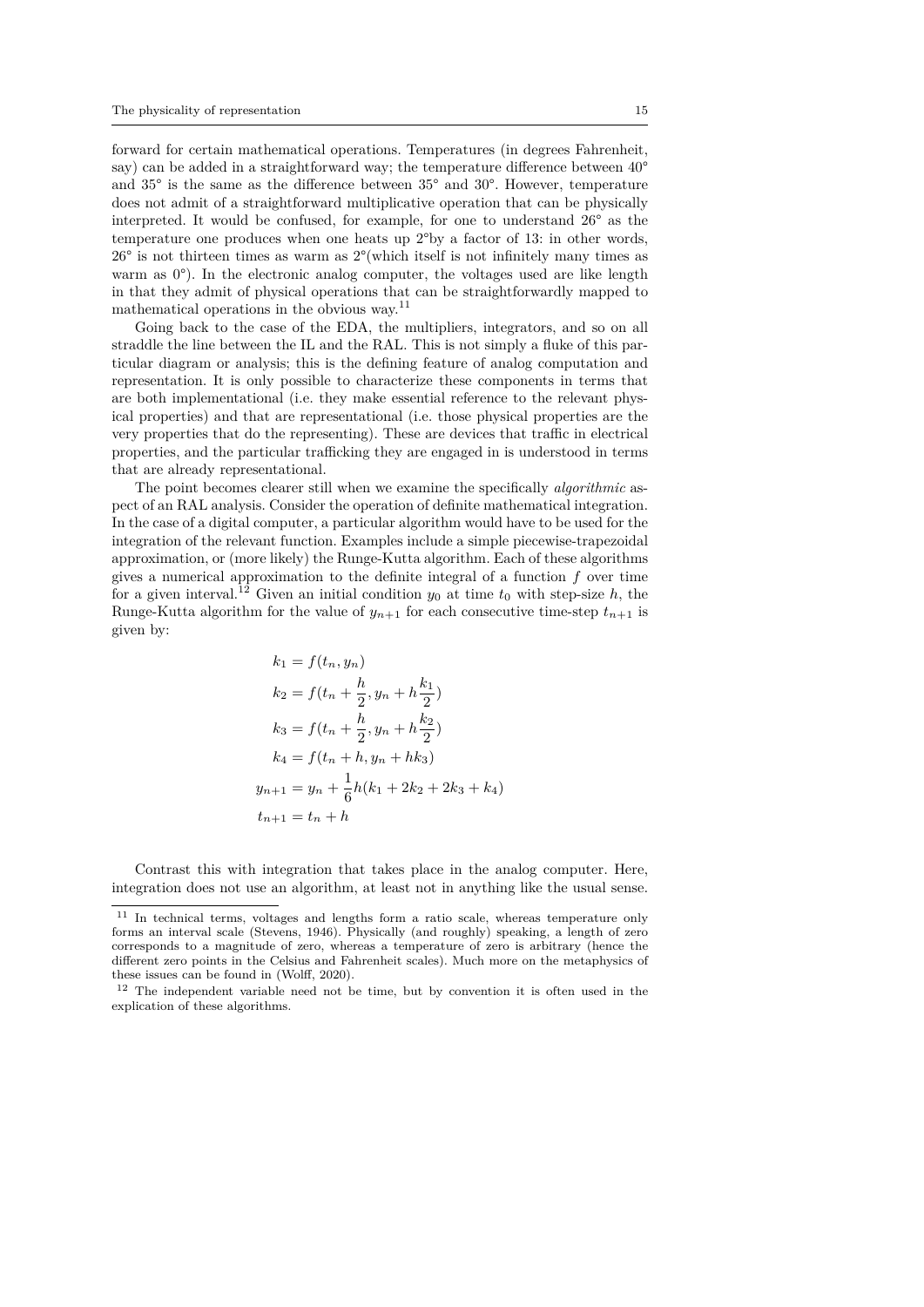forward for certain mathematical operations. Temperatures (in degrees Fahrenheit, say) can be added in a straightforward way; the temperature difference between 40° and 35° is the same as the difference between 35° and 30°. However, temperature does not admit of a straightforward multiplicative operation that can be physically interpreted. It would be confused, for example, for one to understand 26° as the temperature one produces when one heats up 2°by a factor of 13: in other words, 26° is not thirteen times as warm as 2°(which itself is not infinitely many times as warm as 0°). In the electronic analog computer, the voltages used are like length in that they admit of physical operations that can be straightforwardly mapped to mathematical operations in the obvious way.[11]

Going back to the case of the EDA, the multipliers, integrators, and so on all straddle the line between the IL and the RAL. This is not simply a fluke of this particular diagram or analysis; this is the defining feature of analog computation and representation. It is only possible to characterize these components in terms that are both implementational (i.e. they make essential reference to the relevant physical properties) and that are representational (i.e. those physical properties are the very properties that do the representing). These are devices that traffic in electrical properties, and the particular trafficking they are engaged in is understood in terms that are already representational.

The point becomes clearer still when we examine the specifically *algorithmic* aspect of an RAL analysis. Consider the operation of definite mathematical integration. In the case of a digital computer, a particular algorithm would have to be used for the integration of the relevant function. Examples include a simple piecewise-trapezoidal approximation, or (more likely) the Runge-Kutta algorithm. Each of these algorithms gives a numerical approximation to the definite integral of a function $f$ over time for a given interval.[12] Given an initial condition $y_0$ at time $t_0$ with step-size $h$, the Runge-Kutta algorithm for the value of $y_{n+1}$ for each consecutive time-step $t_{n+1}$ is given by:

$$
\begin{aligned}
k_1 &= f(t_n, y_n) \\
k_2 &= f(t_n + \frac{h}{2}, y_n + h\frac{k_1}{2}) \\
k_3 &= f(t_n + \frac{h}{2}, y_n + h\frac{k_2}{2}) \\
k_4 &= f(t_n + h, y_n + hk_3) \\
y_{n+1} &= y_n + \frac{1}{6}h(k_1 + 2k_2 + 2k_3 + k_4) \\
t_{n+1} &= t_n + h
\end{aligned}
$$

Contrast this with integration that takes place in the analog computer. Here, integration does not use an algorithm, at least not in anything like the usual sense.

---

[11] In technical terms, voltages and lengths form a ratio scale, whereas temperature only forms an interval scale (Stevens, 1946). Physically (and roughly) speaking, a length of zero corresponds to a magnitude of zero, whereas a temperature of zero is arbitrary (hence the different zero points in the Celsius and Fahrenheit scales). Much more on the metaphysics of these issues can be found in (Wolff, 2020).

[12] The independent variable need not be time, but by convention it is often used in the explication of these algorithms.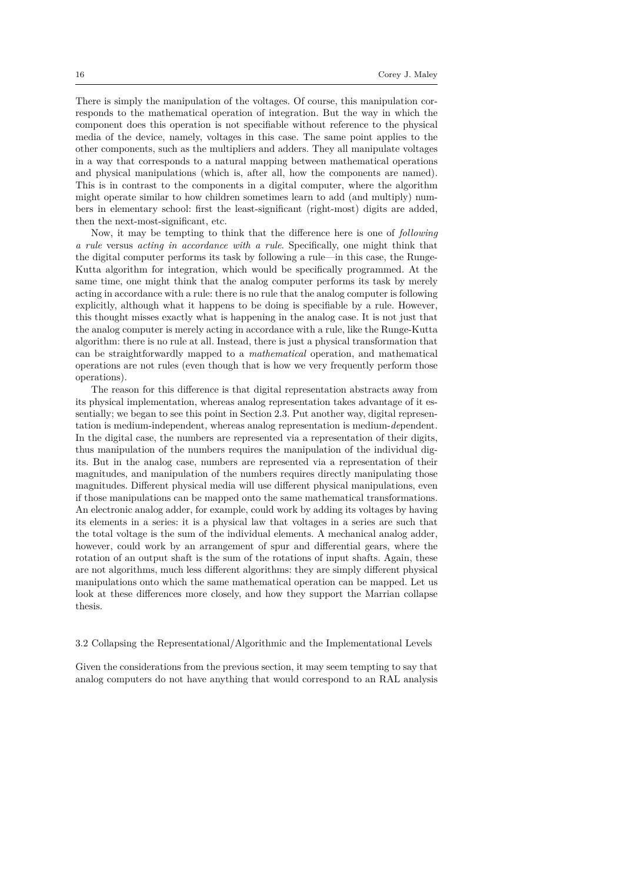There is simply the manipulation of the voltages. Of course, this manipulation corresponds to the mathematical operation of integration. But the way in which the component does this operation is not specifiable without reference to the physical media of the device, namely, voltages in this case. The same point applies to the other components, such as the multipliers and adders. They all manipulate voltages in a way that corresponds to a natural mapping between mathematical operations and physical manipulations (which is, after all, how the components are named). This is in contrast to the components in a digital computer, where the algorithm might operate similar to how children sometimes learn to add (and multiply) numbers in elementary school: first the least-significant (right-most) digits are added, then the next-most-significant, etc.

Now, it may be tempting to think that the difference here is one of *following a rule* versus *acting in accordance with a rule*. Specifically, one might think that the digital computer performs its task by following a rule—in this case, the Runge-Kutta algorithm for integration, which would be specifically programmed. At the same time, one might think that the analog computer performs its task by merely acting in accordance with a rule: there is no rule that the analog computer is following explicitly, although what it happens to be doing is specifiable by a rule. However, this thought misses exactly what is happening in the analog case. It is not just that the analog computer is merely acting in accordance with a rule, like the Runge-Kutta algorithm: there is no rule at all. Instead, there is just a physical transformation that can be straightforwardly mapped to a *mathematical* operation, and mathematical operations are not rules (even though that is how we very frequently perform those operations).

The reason for this difference is that digital representation abstracts away from its physical implementation, whereas analog representation takes advantage of it essentially; we began to see this point in Section 2.3. Put another way, digital representation is medium-independent, whereas analog representation is medium-*de*pendent. In the digital case, the numbers are represented via a representation of their digits, thus manipulation of the numbers requires the manipulation of the individual digits. But in the analog case, numbers are represented via a representation of their magnitudes, and manipulation of the numbers requires directly manipulating those magnitudes. Different physical media will use different physical manipulations, even if those manipulations can be mapped onto the same mathematical transformations. An electronic analog adder, for example, could work by adding its voltages by having its elements in a series: it is a physical law that voltages in a series are such that the total voltage is the sum of the individual elements. A mechanical analog adder, however, could work by an arrangement of spur and differential gears, where the rotation of an output shaft is the sum of the rotations of input shafts. Again, these are not algorithms, much less different algorithms: they are simply different physical manipulations onto which the same mathematical operation can be mapped. Let us look at these differences more closely, and how they support the Marrian collapse thesis.

### 3.2 Collapsing the Representational/Algorithmic and the Implementational Levels

Given the considerations from the previous section, it may seem tempting to say that analog computers do not have anything that would correspond to an RAL analysis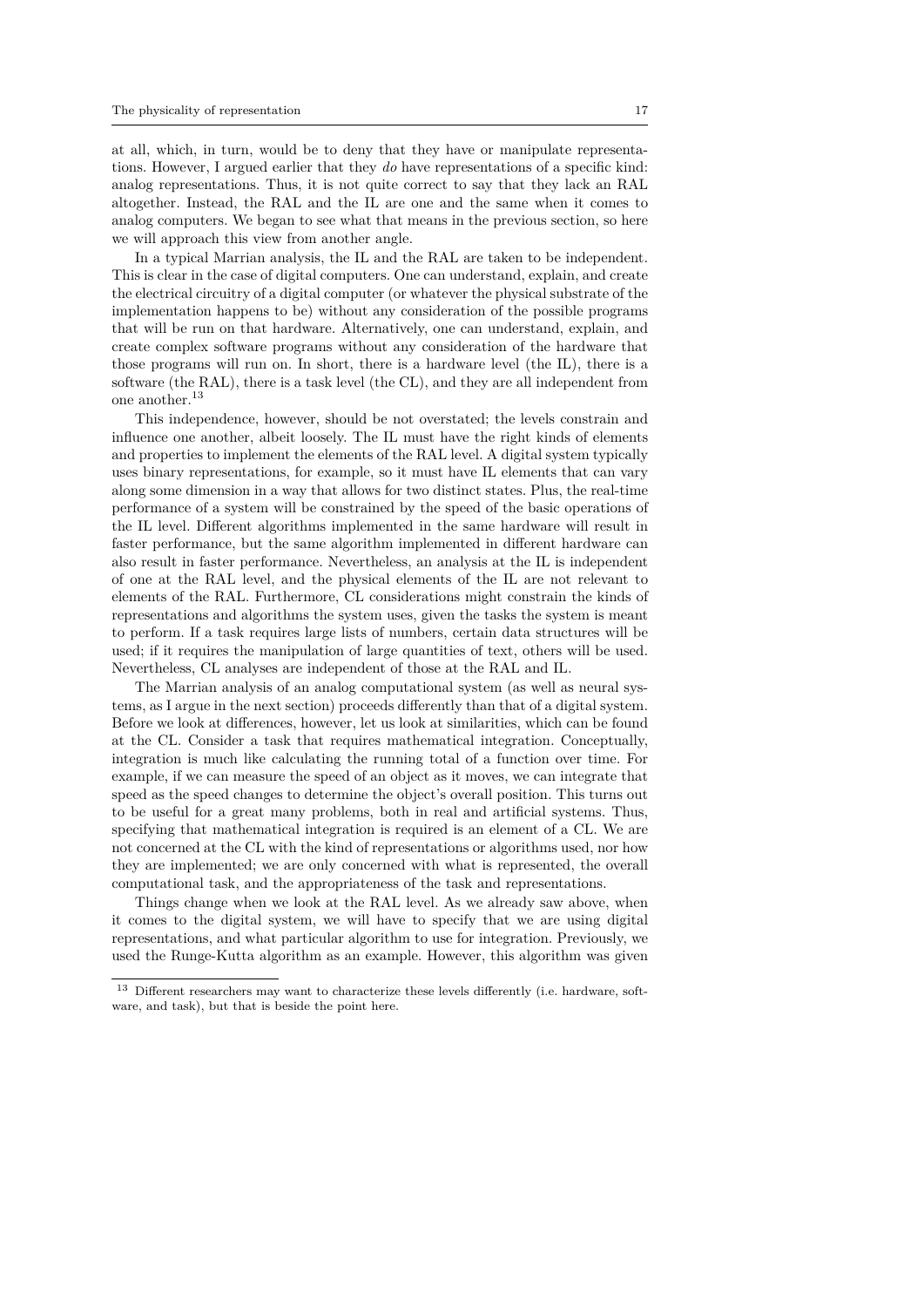at all, which, in turn, would be to deny that they have or manipulate representations. However, I argued earlier that they *do* have representations of a specific kind: analog representations. Thus, it is not quite correct to say that they lack an RAL altogether. Instead, the RAL and the IL are one and the same when it comes to analog computers. We began to see what that means in the previous section, so here we will approach this view from another angle.

In a typical Marrian analysis, the IL and the RAL are taken to be independent. This is clear in the case of digital computers. One can understand, explain, and create the electrical circuitry of a digital computer (or whatever the physical substrate of the implementation happens to be) without any consideration of the possible programs that will be run on that hardware. Alternatively, one can understand, explain, and create complex software programs without any consideration of the hardware that those programs will run on. In short, there is a hardware level (the IL), there is a software (the RAL), there is a task level (the CL), and they are all independent from one another.[13]

This independence, however, should be not overstated; the levels constrain and influence one another, albeit loosely. The IL must have the right kinds of elements and properties to implement the elements of the RAL level. A digital system typically uses binary representations, for example, so it must have IL elements that can vary along some dimension in a way that allows for two distinct states. Plus, the real-time performance of a system will be constrained by the speed of the basic operations of the IL level. Different algorithms implemented in the same hardware will result in faster performance, but the same algorithm implemented in different hardware can also result in faster performance. Nevertheless, an analysis at the IL is independent of one at the RAL level, and the physical elements of the IL are not relevant to elements of the RAL. Furthermore, CL considerations might constrain the kinds of representations and algorithms the system uses, given the tasks the system is meant to perform. If a task requires large lists of numbers, certain data structures will be used; if it requires the manipulation of large quantities of text, others will be used. Nevertheless, CL analyses are independent of those at the RAL and IL.

The Marrian analysis of an analog computational system (as well as neural systems, as I argue in the next section) proceeds differently than that of a digital system. Before we look at differences, however, let us look at similarities, which can be found at the CL. Consider a task that requires mathematical integration. Conceptually, integration is much like calculating the running total of a function over time. For example, if we can measure the speed of an object as it moves, we can integrate that speed as the speed changes to determine the object's overall position. This turns out to be useful for a great many problems, both in real and artificial systems. Thus, specifying that mathematical integration is required is an element of a CL. We are not concerned at the CL with the kind of representations or algorithms used, nor how they are implemented; we are only concerned with what is represented, the overall computational task, and the appropriateness of the task and representations.

Things change when we look at the RAL level. As we already saw above, when it comes to the digital system, we will have to specify that we are using digital representations, and what particular algorithm to use for integration. Previously, we used the Runge-Kutta algorithm as an example. However, this algorithm was given

[13] Different researchers may want to characterize these levels differently (i.e. hardware, software, and task), but that is beside the point here.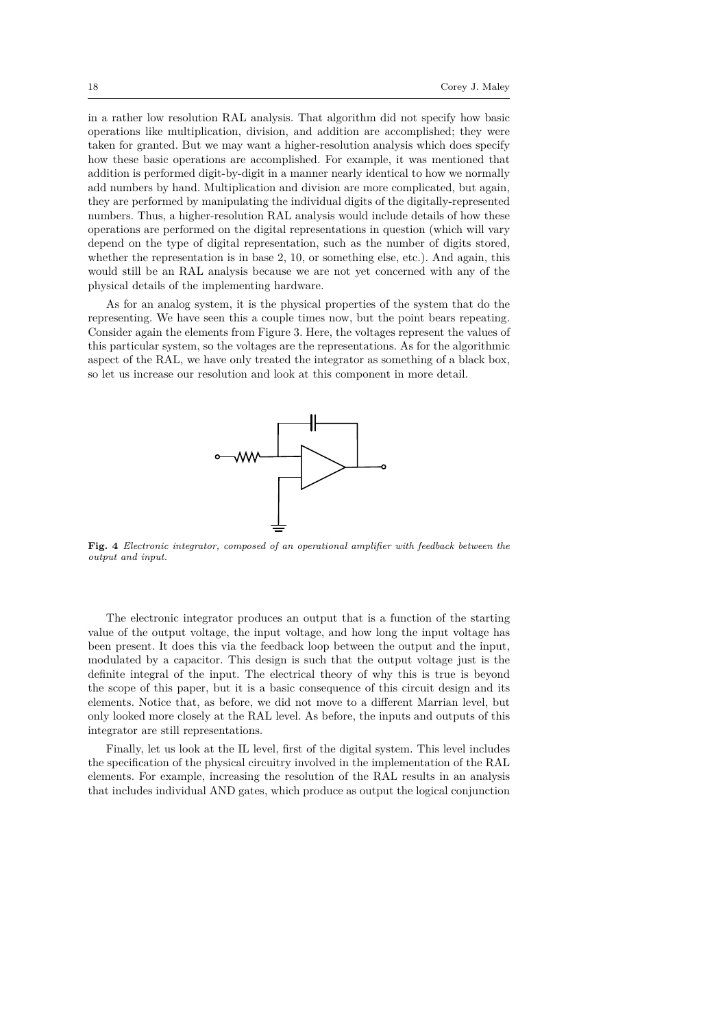in a rather low resolution RAL analysis. That algorithm did not specify how basic operations like multiplication, division, and addition are accomplished; they were taken for granted. But we may want a higher-resolution analysis which does specify how these basic operations are accomplished. For example, it was mentioned that addition is performed digit-by-digit in a manner nearly identical to how we normally add numbers by hand. Multiplication and division are more complicated, but again, they are performed by manipulating the individual digits of the digitally-represented numbers. Thus, a higher-resolution RAL analysis would include details of how these operations are performed on the digital representations in question (which will vary depend on the type of digital representation, such as the number of digits stored, whether the representation is in base 2, 10, or something else, etc.). And again, this would still be an RAL analysis because we are not yet concerned with any of the physical details of the implementing hardware.

As for an analog system, it is the physical properties of the system that do the representing. We have seen this a couple times now, but the point bears repeating. Consider again the elements from Figure 3. Here, the voltages represent the values of this particular system, so the voltages are the representations. As for the algorithmic aspect of the RAL, we have only treated the integrator as something of a black box, so let us increase our resolution and look at this component in more detail.

**Fig. 4** *Electronic integrator, composed of an operational amplifier with feedback between the output and input.*

The electronic integrator produces an output that is a function of the starting value of the output voltage, the input voltage, and how long the input voltage has been present. It does this via the feedback loop between the output and the input, modulated by a capacitor. This design is such that the output voltage just is the definite integral of the input. The electrical theory of why this is true is beyond the scope of this paper, but it is a basic consequence of this circuit design and its elements. Notice that, as before, we did not move to a different Marrian level, but only looked more closely at the RAL level. As before, the inputs and outputs of this integrator are still representations.

Finally, let us look at the IL level, first of the digital system. This level includes the specification of the physical circuitry involved in the implementation of the RAL elements. For example, increasing the resolution of the RAL results in an analysis that includes individual AND gates, which produce as output the logical conjunction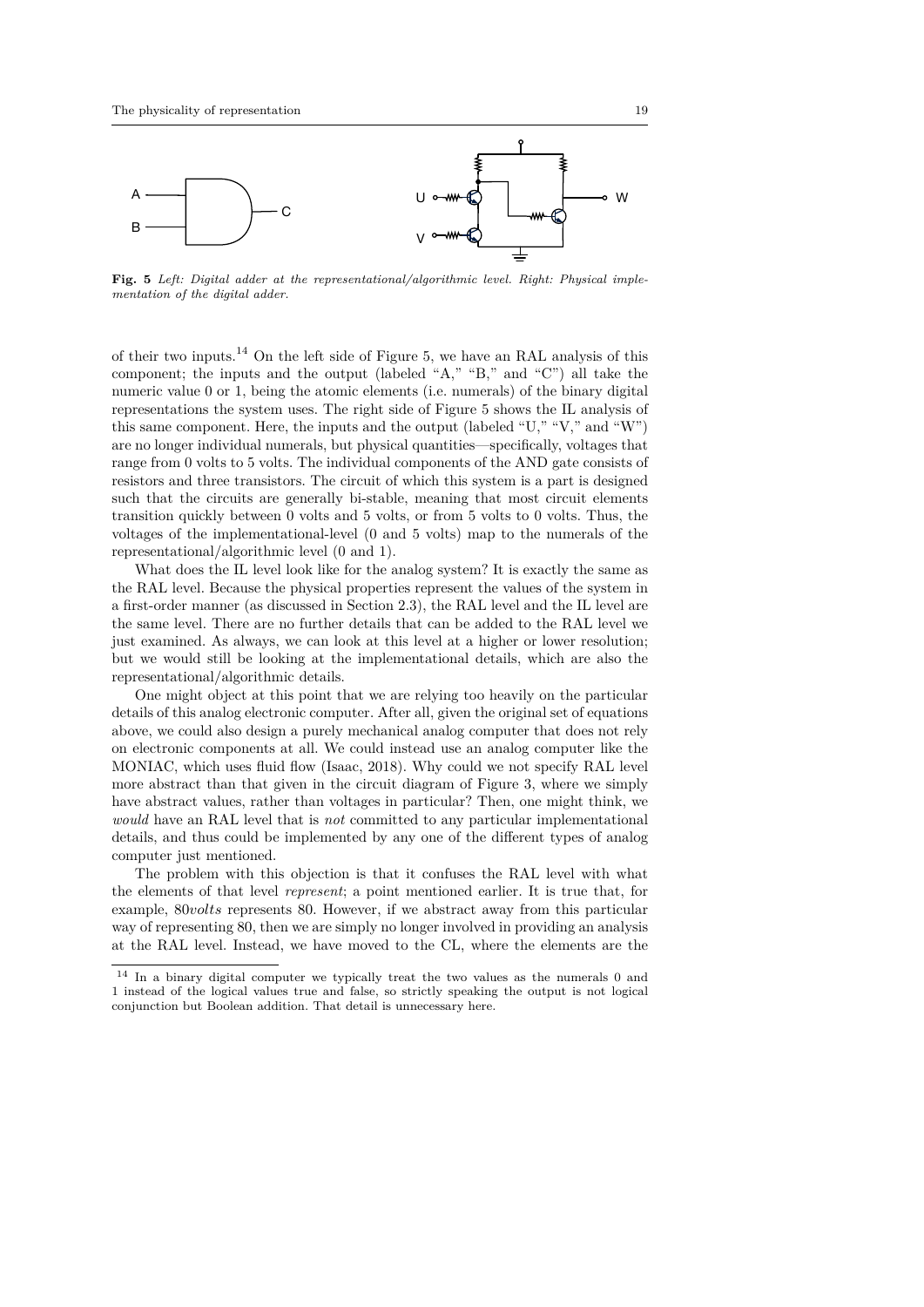**Fig. 5** *Left: Digital adder at the representational/algorithmic level. Right: Physical implementation of the digital adder.*

of their two inputs.[14] On the left side of Figure 5, we have an RAL analysis of this component; the inputs and the output (labeled "A," "B," and "C") all take the numeric value 0 or 1, being the atomic elements (i.e. numerals) of the binary digital representations the system uses. The right side of Figure 5 shows the IL analysis of this same component. Here, the inputs and the output (labeled "U," "V," and "W") are no longer individual numerals, but physical quantities—specifically, voltages that range from 0 volts to 5 volts. The individual components of the AND gate consists of resistors and three transistors. The circuit of which this system is a part is designed such that the circuits are generally bi-stable, meaning that most circuit elements transition quickly between 0 volts and 5 volts, or from 5 volts to 0 volts. Thus, the voltages of the implementational-level (0 and 5 volts) map to the numerals of the representational/algorithmic level (0 and 1).

What does the IL level look like for the analog system? It is exactly the same as the RAL level. Because the physical properties represent the values of the system in a first-order manner (as discussed in Section 2.3), the RAL level and the IL level are the same level. There are no further details that can be added to the RAL level we just examined. As always, we can look at this level at a higher or lower resolution; but we would still be looking at the implementational details, which are also the representational/algorithmic details.

One might object at this point that we are relying too heavily on the particular details of this analog electronic computer. After all, given the original set of equations above, we could also design a purely mechanical analog computer that does not rely on electronic components at all. We could instead use an analog computer like the MONIAC, which uses fluid flow (Isaac, 2018). Why could we not specify RAL level more abstract than that given in the circuit diagram of Figure 3, where we simply have abstract values, rather than voltages in particular? Then, one might think, we *would* have an RAL level that is *not* committed to any particular implementational details, and thus could be implemented by any one of the different types of analog computer just mentioned.

The problem with this objection is that it confuses the RAL level with what the elements of that level *represent*; a point mentioned earlier. It is true that, for example, $80 volts$ represents 80. However, if we abstract away from this particular way of representing 80, then we are simply no longer involved in providing an analysis at the RAL level. Instead, we have moved to the CL, where the elements are the

[14] In a binary digital computer we typically treat the two values as the numerals 0 and 1 instead of the logical values true and false, so strictly speaking the output is not logical conjunction but Boolean addition. That detail is unnecessary here.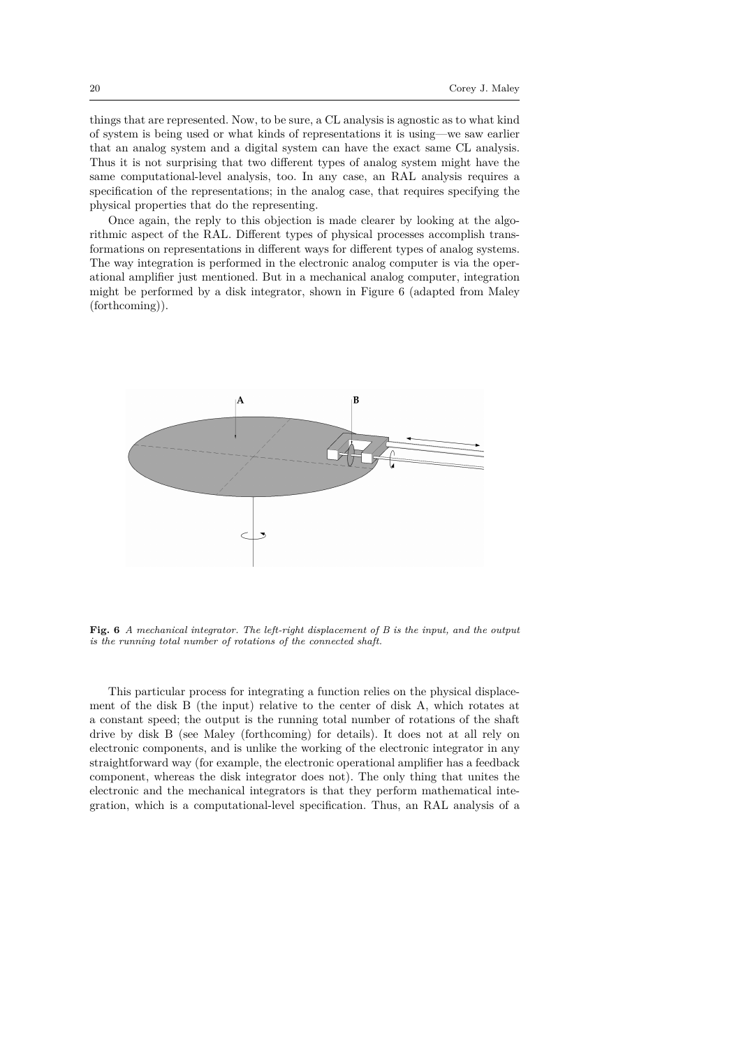things that are represented. Now, to be sure, a CL analysis is agnostic as to what kind of system is being used or what kinds of representations it is using—we saw earlier that an analog system and a digital system can have the exact same CL analysis. Thus it is not surprising that two different types of analog system might have the same computational-level analysis, too. In any case, an RAL analysis requires a specification of the representations; in the analog case, that requires specifying the physical properties that do the representing.

Once again, the reply to this objection is made clearer by looking at the algorithmic aspect of the RAL. Different types of physical processes accomplish transformations on representations in different ways for different types of analog systems. The way integration is performed in the electronic analog computer is via the operational amplifier just mentioned. But in a mechanical analog computer, integration might be performed by a disk integrator, shown in Figure 6 (adapted from Maley (forthcoming)).

**Fig. 6** *A mechanical integrator. The left-right displacement of B is the input, and the output is the running total number of rotations of the connected shaft.*

This particular process for integrating a function relies on the physical displacement of the disk B (the input) relative to the center of disk A, which rotates at a constant speed; the output is the running total number of rotations of the shaft drive by disk B (see Maley (forthcoming) for details). It does not at all rely on electronic components, and is unlike the working of the electronic integrator in any straightforward way (for example, the electronic operational amplifier has a feedback component, whereas the disk integrator does not). The only thing that unites the electronic and the mechanical integrators is that they perform mathematical integration, which is a computational-level specification. Thus, an RAL analysis of a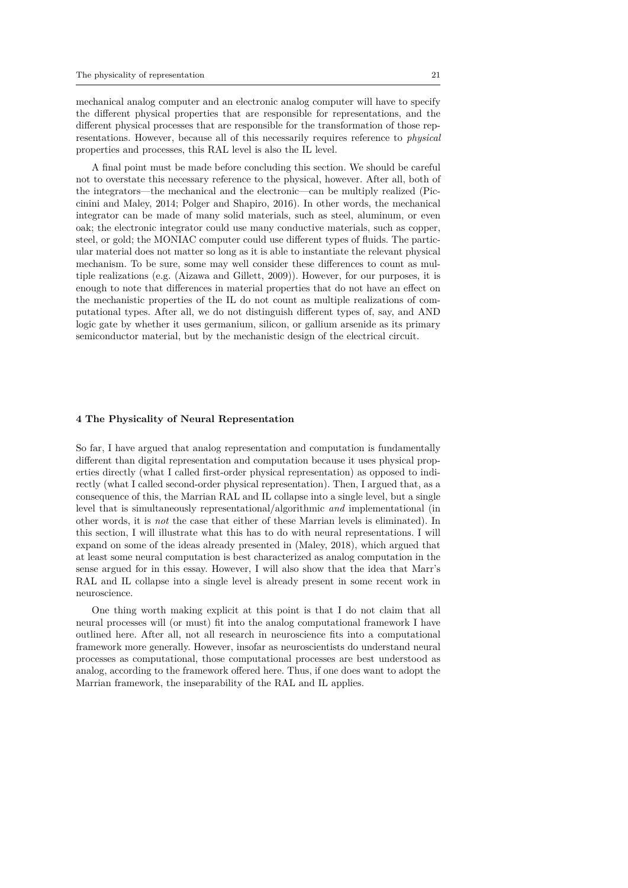mechanical analog computer and an electronic analog computer will have to specify the different physical properties that are responsible for representations, and the different physical processes that are responsible for the transformation of those representations. However, because all of this necessarily requires reference to *physical* properties and processes, this RAL level is also the IL level.

A final point must be made before concluding this section. We should be careful not to overstate this necessary reference to the physical, however. After all, both of the integrators—the mechanical and the electronic—can be multiply realized (Piccinini and Maley, 2014; Polger and Shapiro, 2016). In other words, the mechanical integrator can be made of many solid materials, such as steel, aluminum, or even oak; the electronic integrator could use many conductive materials, such as copper, steel, or gold; the MONIAC computer could use different types of fluids. The particular material does not matter so long as it is able to instantiate the relevant physical mechanism. To be sure, some may well consider these differences to count as multiple realizations (e.g. (Aizawa and Gillett, 2009)). However, for our purposes, it is enough to note that differences in material properties that do not have an effect on the mechanistic properties of the IL do not count as multiple realizations of computational types. After all, we do not distinguish different types of, say, and AND logic gate by whether it uses germanium, silicon, or gallium arsenide as its primary semiconductor material, but by the mechanistic design of the electrical circuit.

## 4 The Physicality of Neural Representation

So far, I have argued that analog representation and computation is fundamentally different than digital representation and computation because it uses physical properties directly (what I called first-order physical representation) as opposed to indirectly (what I called second-order physical representation). Then, I argued that, as a consequence of this, the Marrian RAL and IL collapse into a single level, but a single level that is simultaneously representational/algorithmic *and* implementational (in other words, it is *not* the case that either of these Marrian levels is eliminated). In this section, I will illustrate what this has to do with neural representations. I will expand on some of the ideas already presented in (Maley, 2018), which argued that at least some neural computation is best characterized as analog computation in the sense argued for in this essay. However, I will also show that the idea that Marr's RAL and IL collapse into a single level is already present in some recent work in neuroscience.

One thing worth making explicit at this point is that I do not claim that all neural processes will (or must) fit into the analog computational framework I have outlined here. After all, not all research in neuroscience fits into a computational framework more generally. However, insofar as neuroscientists do understand neural processes as computational, those computational processes are best understood as analog, according to the framework offered here. Thus, if one does want to adopt the Marrian framework, the inseparability of the RAL and IL applies.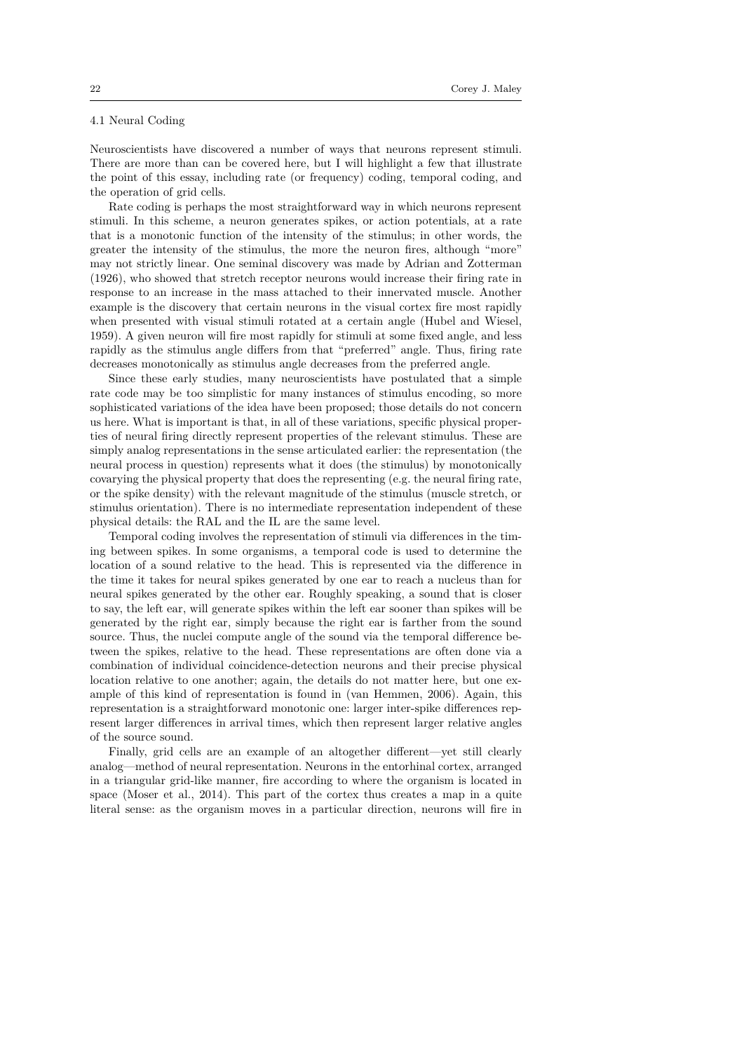### 4.1 Neural Coding

Neuroscientists have discovered a number of ways that neurons represent stimuli. There are more than can be covered here, but I will highlight a few that illustrate the point of this essay, including rate (or frequency) coding, temporal coding, and the operation of grid cells.

Rate coding is perhaps the most straightforward way in which neurons represent stimuli. In this scheme, a neuron generates spikes, or action potentials, at a rate that is a monotonic function of the intensity of the stimulus; in other words, the greater the intensity of the stimulus, the more the neuron fires, although "more" may not strictly linear. One seminal discovery was made by Adrian and Zotterman (1926), who showed that stretch receptor neurons would increase their firing rate in response to an increase in the mass attached to their innervated muscle. Another example is the discovery that certain neurons in the visual cortex fire most rapidly when presented with visual stimuli rotated at a certain angle (Hubel and Wiesel, 1959). A given neuron will fire most rapidly for stimuli at some fixed angle, and less rapidly as the stimulus angle differs from that "preferred" angle. Thus, firing rate decreases monotonically as stimulus angle decreases from the preferred angle.

Since these early studies, many neuroscientists have postulated that a simple rate code may be too simplistic for many instances of stimulus encoding, so more sophisticated variations of the idea have been proposed; those details do not concern us here. What is important is that, in all of these variations, specific physical properties of neural firing directly represent properties of the relevant stimulus. These are simply analog representations in the sense articulated earlier: the representation (the neural process in question) represents what it does (the stimulus) by monotonically covarying the physical property that does the representing (e.g. the neural firing rate, or the spike density) with the relevant magnitude of the stimulus (muscle stretch, or stimulus orientation). There is no intermediate representation independent of these physical details: the RAL and the IL are the same level.

Temporal coding involves the representation of stimuli via differences in the timing between spikes. In some organisms, a temporal code is used to determine the location of a sound relative to the head. This is represented via the difference in the time it takes for neural spikes generated by one ear to reach a nucleus than for neural spikes generated by the other ear. Roughly speaking, a sound that is closer to say, the left ear, will generate spikes within the left ear sooner than spikes will be generated by the right ear, simply because the right ear is farther from the sound source. Thus, the nuclei compute angle of the sound via the temporal difference between the spikes, relative to the head. These representations are often done via a combination of individual coincidence-detection neurons and their precise physical location relative to one another; again, the details do not matter here, but one example of this kind of representation is found in (van Hemmen, 2006). Again, this representation is a straightforward monotonic one: larger inter-spike differences represent larger differences in arrival times, which then represent larger relative angles of the source sound.

Finally, grid cells are an example of an altogether different—yet still clearly analog—method of neural representation. Neurons in the entorhinal cortex, arranged in a triangular grid-like manner, fire according to where the organism is located in space (Moser et al., 2014). This part of the cortex thus creates a map in a quite literal sense: as the organism moves in a particular direction, neurons will fire in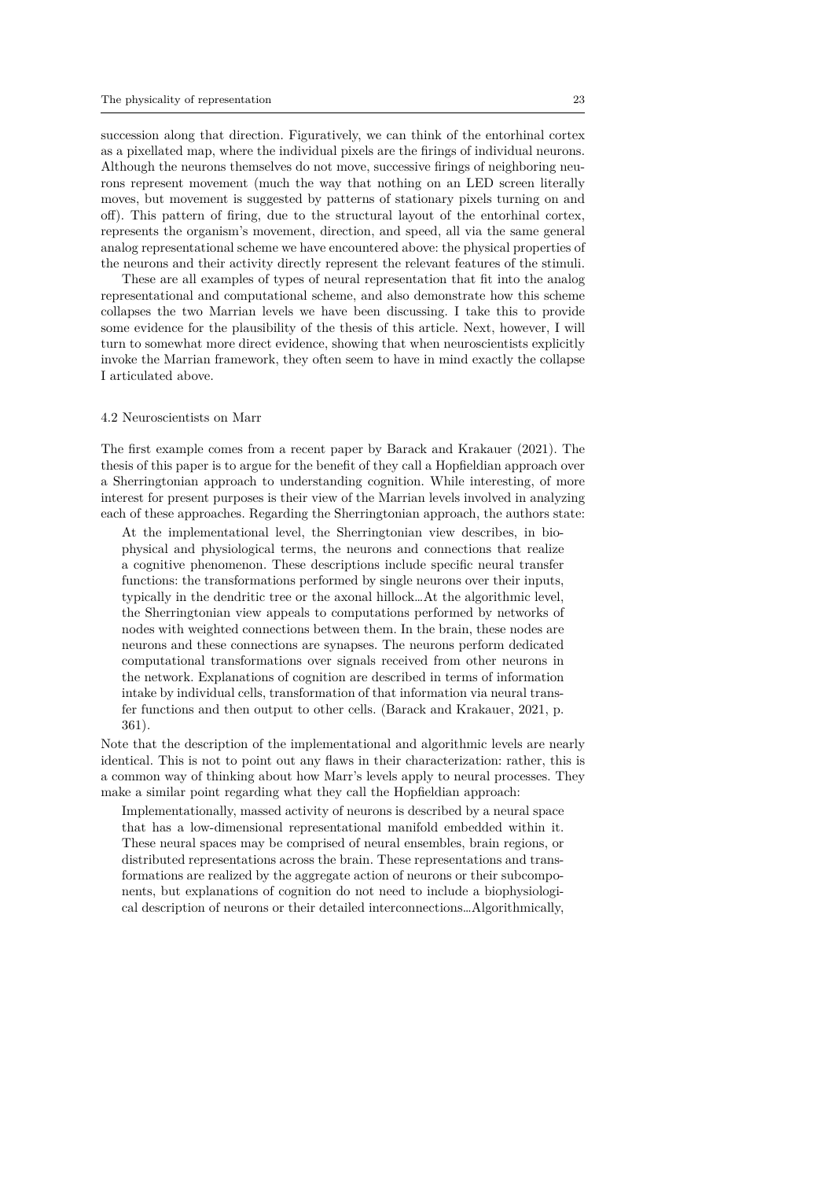succession along that direction. Figuratively, we can think of the entorhinal cortex as a pixellated map, where the individual pixels are the firings of individual neurons. Although the neurons themselves do not move, successive firings of neighboring neurons represent movement (much the way that nothing on an LED screen literally moves, but movement is suggested by patterns of stationary pixels turning on and off). This pattern of firing, due to the structural layout of the entorhinal cortex, represents the organism's movement, direction, and speed, all via the same general analog representational scheme we have encountered above: the physical properties of the neurons and their activity directly represent the relevant features of the stimuli.

These are all examples of types of neural representation that fit into the analog representational and computational scheme, and also demonstrate how this scheme collapses the two Marrian levels we have been discussing. I take this to provide some evidence for the plausibility of the thesis of this article. Next, however, I will turn to somewhat more direct evidence, showing that when neuroscientists explicitly invoke the Marrian framework, they often seem to have in mind exactly the collapse I articulated above.

### 4.2 Neuroscientists on Marr

The first example comes from a recent paper by Barack and Krakauer (2021). The thesis of this paper is to argue for the benefit of they call a Hopfieldian approach over a Sherringtonian approach to understanding cognition. While interesting, of more interest for present purposes is their view of the Marrian levels involved in analyzing each of these approaches. Regarding the Sherringtonian approach, the authors state:

> At the implementational level, the Sherringtonian view describes, in biophysical and physiological terms, the neurons and connections that realize a cognitive phenomenon. These descriptions include specific neural transfer functions: the transformations performed by single neurons over their inputs, typically in the dendritic tree or the axonal hillock…At the algorithmic level, the Sherringtonian view appeals to computations performed by networks of nodes with weighted connections between them. In the brain, these nodes are neurons and these connections are synapses. The neurons perform dedicated computational transformations over signals received from other neurons in the network. Explanations of cognition are described in terms of information intake by individual cells, transformation of that information via neural transfer functions and then output to other cells. (Barack and Krakauer, 2021, p. 361).

Note that the description of the implementational and algorithmic levels are nearly identical. This is not to point out any flaws in their characterization: rather, this is a common way of thinking about how Marr's levels apply to neural processes. They make a similar point regarding what they call the Hopfieldian approach:

> Implementationally, massed activity of neurons is described by a neural space that has a low-dimensional representational manifold embedded within it. These neural spaces may be comprised of neural ensembles, brain regions, or distributed representations across the brain. These representations and transformations are realized by the aggregate action of neurons or their subcomponents, but explanations of cognition do not need to include a biophysiological description of neurons or their detailed interconnections…Algorithmically,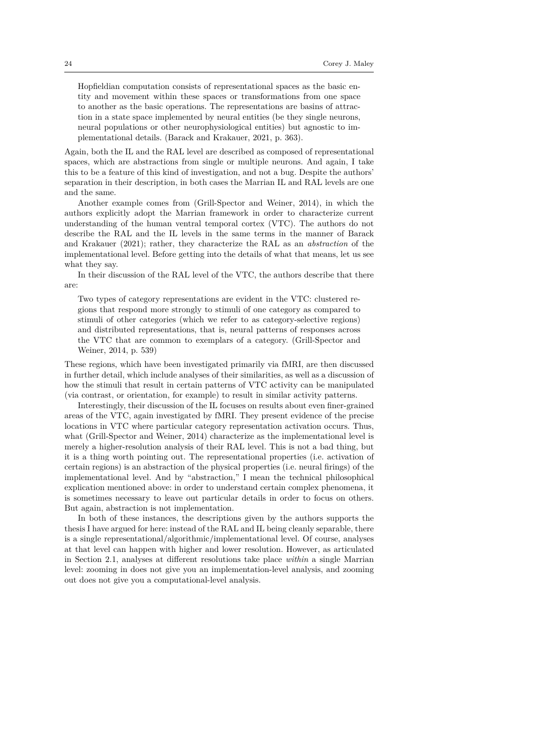> Hopfieldian computation consists of representational spaces as the basic entity and movement within these spaces or transformations from one space to another as the basic operations. The representations are basins of attraction in a state space implemented by neural entities (be they single neurons, neural populations or other neurophysiological entities) but agnostic to implementational details. (Barack and Krakauer, 2021, p. 363).

Again, both the IL and the RAL level are described as composed of representational spaces, which are abstractions from single or multiple neurons. And again, I take this to be a feature of this kind of investigation, and not a bug. Despite the authors' separation in their description, in both cases the Marrian IL and RAL levels are one and the same.

Another example comes from (Grill-Spector and Weiner, 2014), in which the authors explicitly adopt the Marrian framework in order to characterize current understanding of the human ventral temporal cortex (VTC). The authors do not describe the RAL and the IL levels in the same terms in the manner of Barack and Krakauer (2021); rather, they characterize the RAL as an *abstraction* of the implementational level. Before getting into the details of what that means, let us see what they say.

In their discussion of the RAL level of the VTC, the authors describe that there are:

> Two types of category representations are evident in the VTC: clustered regions that respond more strongly to stimuli of one category as compared to stimuli of other categories (which we refer to as category-selective regions) and distributed representations, that is, neural patterns of responses across the VTC that are common to exemplars of a category. (Grill-Spector and Weiner, 2014, p. 539)

These regions, which have been investigated primarily via fMRI, are then discussed in further detail, which include analyses of their similarities, as well as a discussion of how the stimuli that result in certain patterns of VTC activity can be manipulated (via contrast, or orientation, for example) to result in similar activity patterns.

Interestingly, their discussion of the IL focuses on results about even finer-grained areas of the VTC, again investigated by fMRI. They present evidence of the precise locations in VTC where particular category representation activation occurs. Thus, what (Grill-Spector and Weiner, 2014) characterize as the implementational level is merely a higher-resolution analysis of their RAL level. This is not a bad thing, but it is a thing worth pointing out. The representational properties (i.e. activation of certain regions) is an abstraction of the physical properties (i.e. neural firings) of the implementational level. And by "abstraction," I mean the technical philosophical explication mentioned above: in order to understand certain complex phenomena, it is sometimes necessary to leave out particular details in order to focus on others. But again, abstraction is not implementation.

In both of these instances, the descriptions given by the authors supports the thesis I have argued for here: instead of the RAL and IL being cleanly separable, there is a single representational/algorithmic/implementational level. Of course, analyses at that level can happen with higher and lower resolution. However, as articulated in Section 2.1, analyses at different resolutions take place *within* a single Marrian level: zooming in does not give you an implementation-level analysis, and zooming out does not give you a computational-level analysis.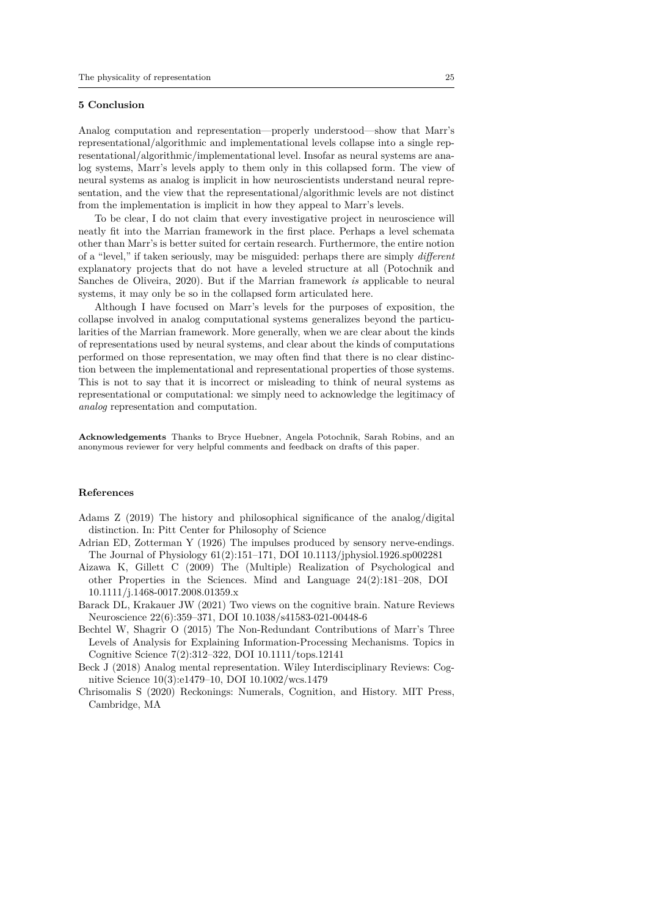## 5 Conclusion

Analog computation and representation—properly understood—show that Marr's representational/algorithmic and implementational levels collapse into a single representational/algorithmic/implementational level. Insofar as neural systems are analog systems, Marr's levels apply to them only in this collapsed form. The view of neural systems as analog is implicit in how neuroscientists understand neural representation, and the view that the representational/algorithmic levels are not distinct from the implementation is implicit in how they appeal to Marr's levels.

To be clear, I do not claim that every investigative project in neuroscience will neatly fit into the Marrian framework in the first place. Perhaps a level schemata other than Marr's is better suited for certain research. Furthermore, the entire notion of a "level," if taken seriously, may be misguided: perhaps there are simply *different* explanatory projects that do not have a leveled structure at all (Potochnik and Sanches de Oliveira, 2020). But if the Marrian framework *is* applicable to neural systems, it may only be so in the collapsed form articulated here.

Although I have focused on Marr's levels for the purposes of exposition, the collapse involved in analog computational systems generalizes beyond the particularities of the Marrian framework. More generally, when we are clear about the kinds of representations used by neural systems, and clear about the kinds of computations performed on those representation, we may often find that there is no clear distinction between the implementational and representational properties of those systems. This is not to say that it is incorrect or misleading to think of neural systems as representational or computational: we simply need to acknowledge the legitimacy of *analog* representation and computation.

**Acknowledgements** Thanks to Bryce Huebner, Angela Potochnik, Sarah Robins, and an anonymous reviewer for very helpful comments and feedback on drafts of this paper.

## References

Adams Z (2019) The history and philosophical significance of the analog/digital distinction. In: Pitt Center for Philosophy of Science

Adrian ED, Zotterman Y (1926) The impulses produced by sensory nerve-endings. The Journal of Physiology 61(2):151–171, DOI 10.1113/jphysiol.1926.sp002281

Aizawa K, Gillett C (2009) The (Multiple) Realization of Psychological and other Properties in the Sciences. Mind and Language 24(2):181–208, DOI 10.1111/j.1468-0017.2008.01359.x

Barack DL, Krakauer JW (2021) Two views on the cognitive brain. Nature Reviews Neuroscience 22(6):359–371, DOI 10.1038/s41583-021-00448-6

Bechtel W, Shagrir O (2015) The Non-Redundant Contributions of Marr's Three Levels of Analysis for Explaining Information-Processing Mechanisms. Topics in Cognitive Science 7(2):312–322, DOI 10.1111/tops.12141

Beck J (2018) Analog mental representation. Wiley Interdisciplinary Reviews: Cognitive Science 10(3):e1479–10, DOI 10.1002/wcs.1479

Chrisomalis S (2020) Reckonings: Numerals, Cognition, and History. MIT Press, Cambridge, MA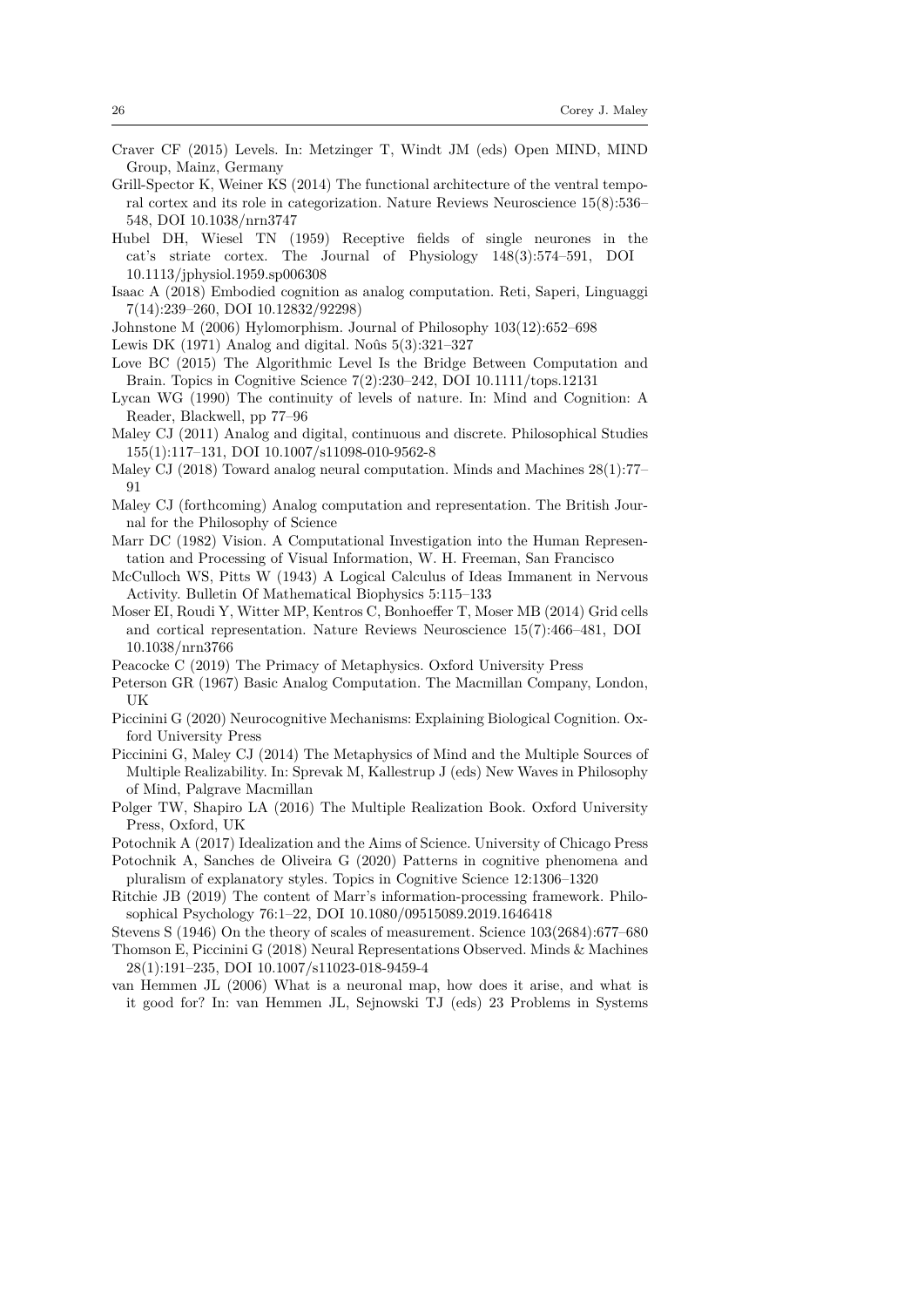Craver CF (2015) Levels. In: Metzinger T, Windt JM (eds) Open MIND, MIND Group, Mainz, Germany

Grill-Spector K, Weiner KS (2014) The functional architecture of the ventral temporal cortex and its role in categorization. Nature Reviews Neuroscience 15(8):536–548, DOI 10.1038/nrn3747

Hubel DH, Wiesel TN (1959) Receptive fields of single neurones in the cat's striate cortex. The Journal of Physiology 148(3):574–591, DOI 10.1113/jphysiol.1959.sp006308

Isaac A (2018) Embodied cognition as analog computation. Reti, Saperi, Linguaggi 7(14):239–260, DOI 10.12832/92298)

Johnstone M (2006) Hylomorphism. Journal of Philosophy 103(12):652–698

Lewis DK (1971) Analog and digital. Noûs 5(3):321–327

Love BC (2015) The Algorithmic Level Is the Bridge Between Computation and Brain. Topics in Cognitive Science 7(2):230–242, DOI 10.1111/tops.12131

Lycan WG (1990) The continuity of levels of nature. In: Mind and Cognition: A Reader, Blackwell, pp 77–96

Maley CJ (2011) Analog and digital, continuous and discrete. Philosophical Studies 155(1):117–131, DOI 10.1007/s11098-010-9562-8

Maley CJ (2018) Toward analog neural computation. Minds and Machines 28(1):77–91

Maley CJ (forthcoming) Analog computation and representation. The British Journal for the Philosophy of Science

Marr DC (1982) Vision. A Computational Investigation into the Human Representation and Processing of Visual Information, W. H. Freeman, San Francisco

McCulloch WS, Pitts W (1943) A Logical Calculus of Ideas Immanent in Nervous Activity. Bulletin Of Mathematical Biophysics 5:115–133

Moser EI, Roudi Y, Witter MP, Kentros C, Bonhoeffer T, Moser MB (2014) Grid cells and cortical representation. Nature Reviews Neuroscience 15(7):466–481, DOI 10.1038/nrn3766

Peacocke C (2019) The Primacy of Metaphysics. Oxford University Press

Peterson GR (1967) Basic Analog Computation. The Macmillan Company, London, UK

Piccinini G (2020) Neurocognitive Mechanisms: Explaining Biological Cognition. Oxford University Press

Piccinini G, Maley CJ (2014) The Metaphysics of Mind and the Multiple Sources of Multiple Realizability. In: Sprevak M, Kallestrup J (eds) New Waves in Philosophy of Mind, Palgrave Macmillan

Polger TW, Shapiro LA (2016) The Multiple Realization Book. Oxford University Press, Oxford, UK

Potochnik A (2017) Idealization and the Aims of Science. University of Chicago Press

Potochnik A, Sanches de Oliveira G (2020) Patterns in cognitive phenomena and pluralism of explanatory styles. Topics in Cognitive Science 12:1306–1320

Ritchie JB (2019) The content of Marr's information-processing framework. Philosophical Psychology 76:1–22, DOI 10.1080/09515089.2019.1646418

Stevens S (1946) On the theory of scales of measurement. Science 103(2684):677–680

Thomson E, Piccinini G (2018) Neural Representations Observed. Minds & Machines 28(1):191–235, DOI 10.1007/s11023-018-9459-4

van Hemmen JL (2006) What is a neuronal map, how does it arise, and what is it good for? In: van Hemmen JL, Sejnowski TJ (eds) 23 Problems in Systems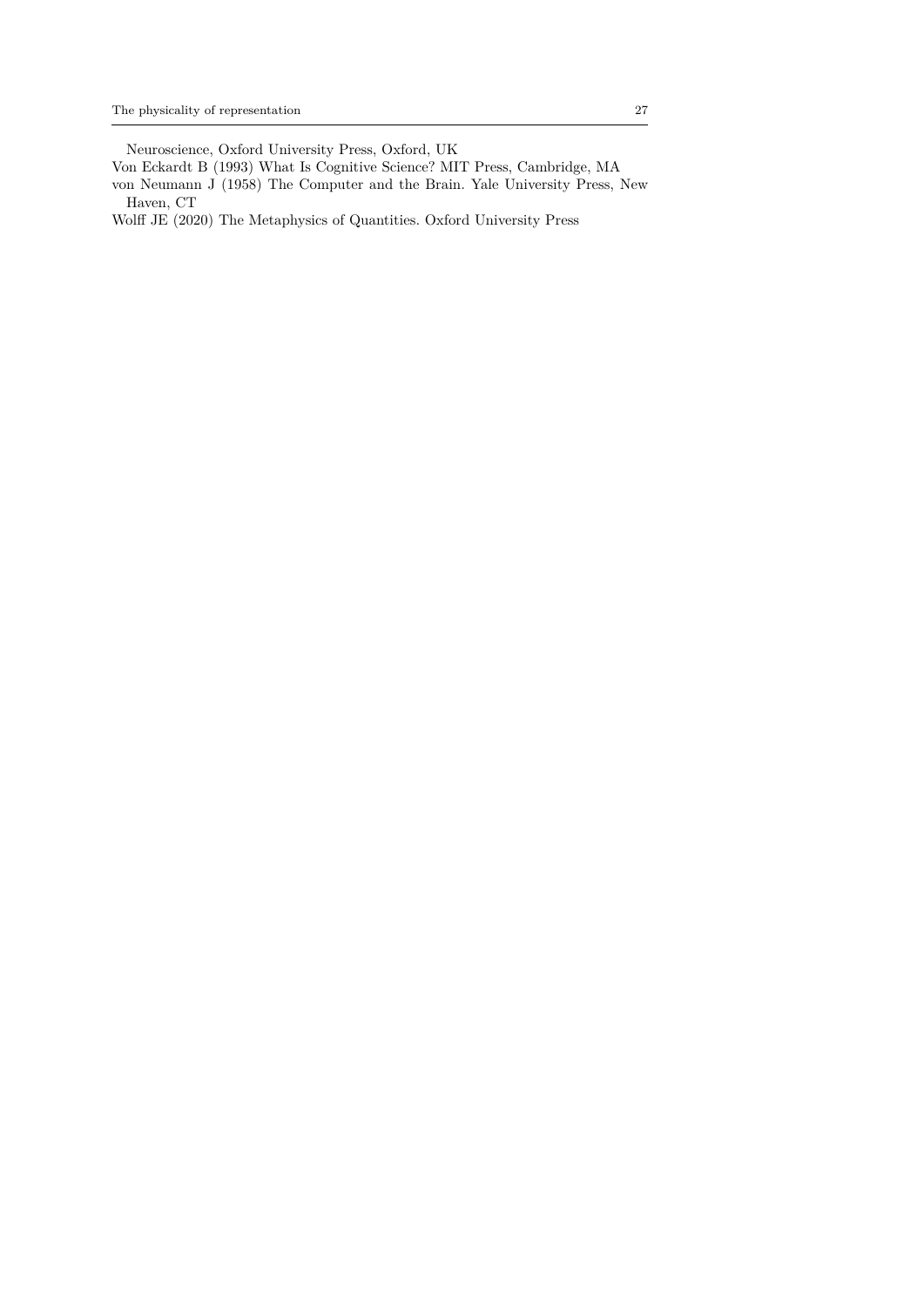Neuroscience, Oxford University Press, Oxford, UK

Von Eckardt B (1993) What Is Cognitive Science? MIT Press, Cambridge, MA

von Neumann J (1958) The Computer and the Brain. Yale University Press, New Haven, CT

Wolff JE (2020) The Metaphysics of Quantities. Oxford University Press